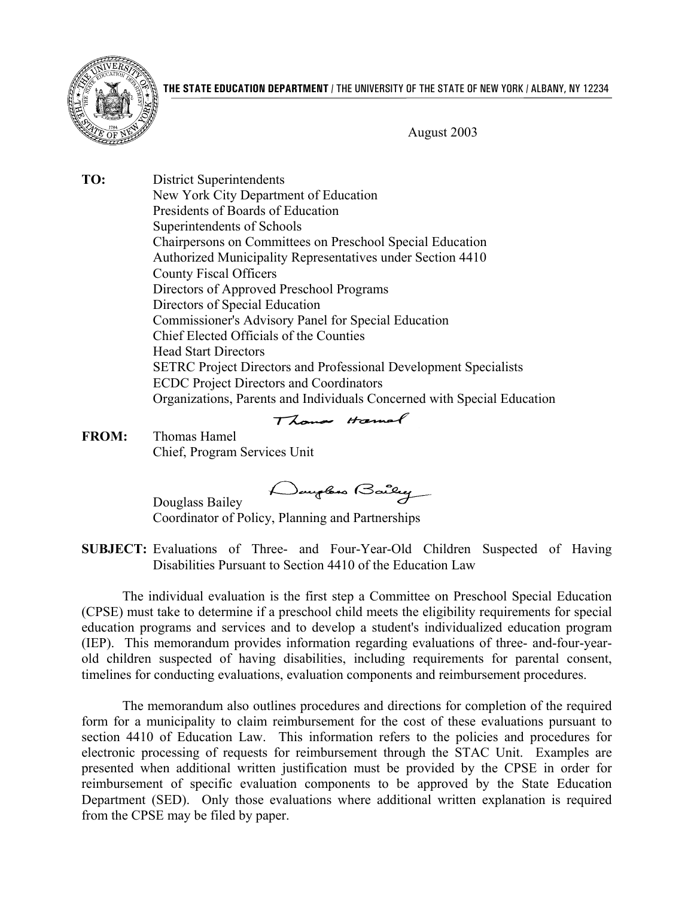**THE STATE EDUCATION DEPARTMENT** / THE UNIVERSITY OF THE STATE OF NEW YORK / ALBANY, NY 12234

August 2003

**TO:** District Superintendents
New York City Department of Education
Presidents of Boards of Education
Superintendents of Schools
Chairpersons on Committees on Preschool Special Education
Authorized Municipality Representatives under Section 4410
County Fiscal Officers
Directors of Approved Preschool Programs
Directors of Special Education
Commissioner's Advisory Panel for Special Education
Chief Elected Officials of the Counties
Head Start Directors
SETRC Project Directors and Professional Development Specialists
ECDC Project Directors and Coordinators
Organizations, Parents and Individuals Concerned with Special Education

**FROM:** Thomas Hamel
Chief, Program Services Unit

Douglass Bailey
Coordinator of Policy, Planning and Partnerships

**SUBJECT:** Evaluations of Three- and Four-Year-Old Children Suspected of Having Disabilities Pursuant to Section 4410 of the Education Law

The individual evaluation is the first step a Committee on Preschool Special Education (CPSE) must take to determine if a preschool child meets the eligibility requirements for special education programs and services and to develop a student's individualized education program (IEP). This memorandum provides information regarding evaluations of three- and-four-year-old children suspected of having disabilities, including requirements for parental consent, timelines for conducting evaluations, evaluation components and reimbursement procedures.

The memorandum also outlines procedures and directions for completion of the required form for a municipality to claim reimbursement for the cost of these evaluations pursuant to section 4410 of Education Law. This information refers to the policies and procedures for electronic processing of requests for reimbursement through the STAC Unit. Examples are presented when additional written justification must be provided by the CPSE in order for reimbursement of specific evaluation components to be approved by the State Education Department (SED). Only those evaluations where additional written explanation is required from the CPSE may be filed by paper.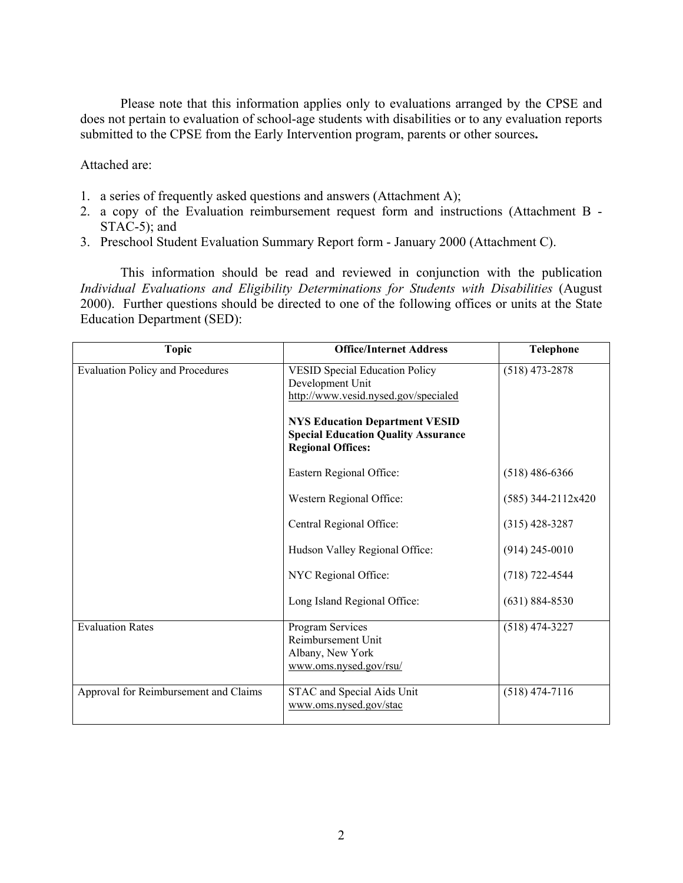Please note that this information applies only to evaluations arranged by the CPSE and does not pertain to evaluation of school-age students with disabilities or to any evaluation reports submitted to the CPSE from the Early Intervention program, parents or other sources**.**

Attached are:

1. a series of frequently asked questions and answers (Attachment A);
2. a copy of the Evaluation reimbursement request form and instructions (Attachment B - STAC-5); and
3. Preschool Student Evaluation Summary Report form - January 2000 (Attachment C).

This information should be read and reviewed in conjunction with the publication *Individual Evaluations and Eligibility Determinations for Students with Disabilities* (August 2000). Further questions should be directed to one of the following offices or units at the State Education Department (SED):

| Topic | Office/Internet Address | Telephone |
|---|---|---|
| Evaluation Policy and Procedures | VESID Special Education Policy Development Unit<br>http://www.vesid.nysed.gov/specialed | (518) 473-2878 |
| | **NYS Education Department VESID Special Education Quality Assurance Regional Offices:** | |
| | Eastern Regional Office: | (518) 486-6366 |
| | Western Regional Office: | (585) 344-2112x420 |
| | Central Regional Office: | (315) 428-3287 |
| | Hudson Valley Regional Office: | (914) 245-0010 |
| | NYC Regional Office: | (718) 722-4544 |
| | Long Island Regional Office: | (631) 884-8530 |
| Evaluation Rates | Program Services Reimbursement Unit<br>Albany, New York<br>www.oms.nysed.gov/rsu/ | (518) 474-3227 |
| Approval for Reimbursement and Claims | STAC and Special Aids Unit<br>www.oms.nysed.gov/stac | (518) 474-7116 |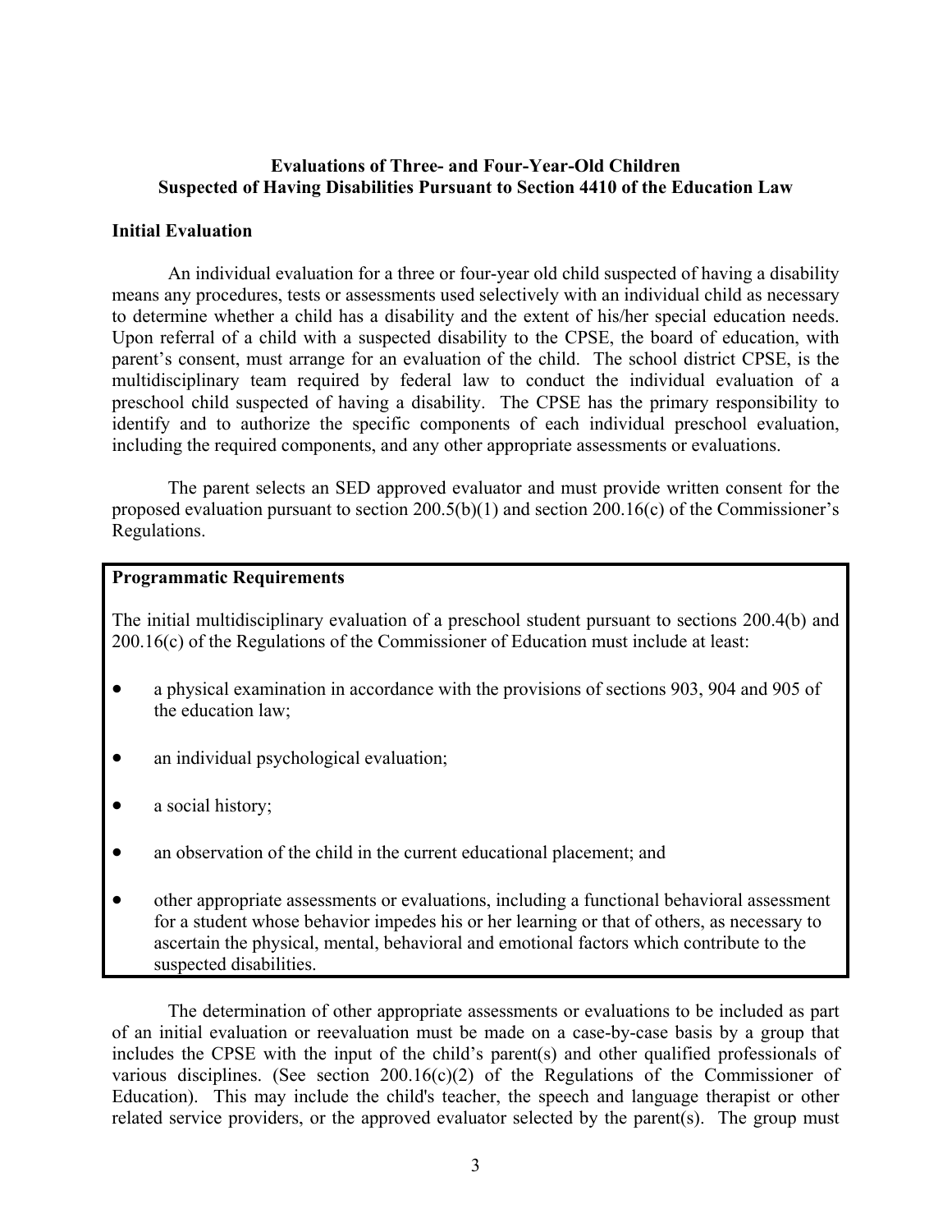**Evaluations of Three- and Four-Year-Old Children Suspected of Having Disabilities Pursuant to Section 4410 of the Education Law**

**Initial Evaluation**

An individual evaluation for a three or four-year old child suspected of having a disability means any procedures, tests or assessments used selectively with an individual child as necessary to determine whether a child has a disability and the extent of his/her special education needs. Upon referral of a child with a suspected disability to the CPSE, the board of education, with parent's consent, must arrange for an evaluation of the child. The school district CPSE, is the multidisciplinary team required by federal law to conduct the individual evaluation of a preschool child suspected of having a disability. The CPSE has the primary responsibility to identify and to authorize the specific components of each individual preschool evaluation, including the required components, and any other appropriate assessments or evaluations.

The parent selects an SED approved evaluator and must provide written consent for the proposed evaluation pursuant to section 200.5(b)(1) and section 200.16(c) of the Commissioner's Regulations.

**Programmatic Requirements**

The initial multidisciplinary evaluation of a preschool student pursuant to sections 200.4(b) and 200.16(c) of the Regulations of the Commissioner of Education must include at least:

- a physical examination in accordance with the provisions of sections 903, 904 and 905 of the education law;
- an individual psychological evaluation;
- a social history;
- an observation of the child in the current educational placement; and
- other appropriate assessments or evaluations, including a functional behavioral assessment for a student whose behavior impedes his or her learning or that of others, as necessary to ascertain the physical, mental, behavioral and emotional factors which contribute to the suspected disabilities.

The determination of other appropriate assessments or evaluations to be included as part of an initial evaluation or reevaluation must be made on a case-by-case basis by a group that includes the CPSE with the input of the child's parent(s) and other qualified professionals of various disciplines. (See section 200.16(c)(2) of the Regulations of the Commissioner of Education). This may include the child's teacher, the speech and language therapist or other related service providers, or the approved evaluator selected by the parent(s). The group must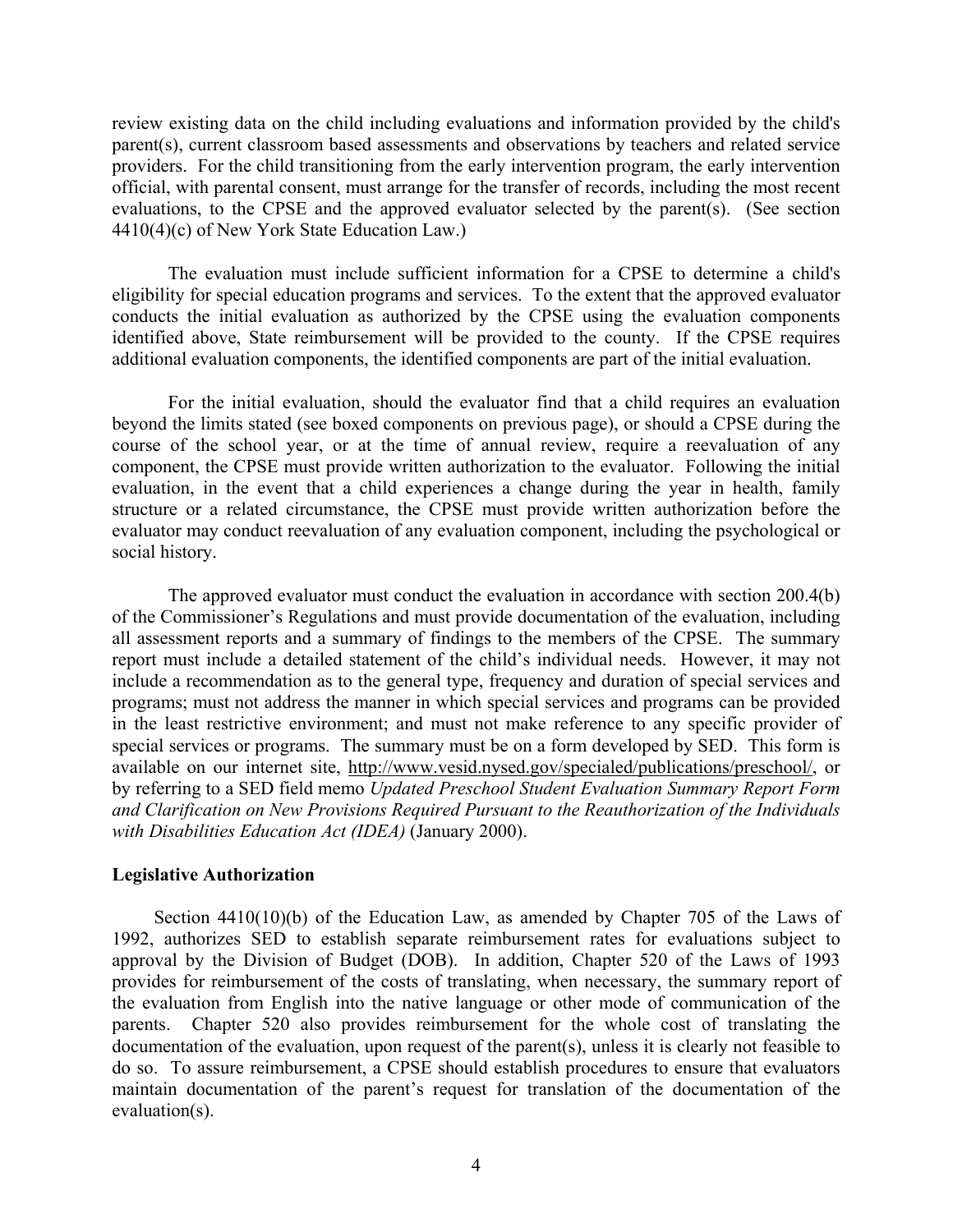review existing data on the child including evaluations and information provided by the child's parent(s), current classroom based assessments and observations by teachers and related service providers. For the child transitioning from the early intervention program, the early intervention official, with parental consent, must arrange for the transfer of records, including the most recent evaluations, to the CPSE and the approved evaluator selected by the parent(s). (See section 4410(4)(c) of New York State Education Law.)

The evaluation must include sufficient information for a CPSE to determine a child's eligibility for special education programs and services. To the extent that the approved evaluator conducts the initial evaluation as authorized by the CPSE using the evaluation components identified above, State reimbursement will be provided to the county. If the CPSE requires additional evaluation components, the identified components are part of the initial evaluation.

For the initial evaluation, should the evaluator find that a child requires an evaluation beyond the limits stated (see boxed components on previous page), or should a CPSE during the course of the school year, or at the time of annual review, require a reevaluation of any component, the CPSE must provide written authorization to the evaluator. Following the initial evaluation, in the event that a child experiences a change during the year in health, family structure or a related circumstance, the CPSE must provide written authorization before the evaluator may conduct reevaluation of any evaluation component, including the psychological or social history.

The approved evaluator must conduct the evaluation in accordance with section 200.4(b) of the Commissioner's Regulations and must provide documentation of the evaluation, including all assessment reports and a summary of findings to the members of the CPSE. The summary report must include a detailed statement of the child's individual needs. However, it may not include a recommendation as to the general type, frequency and duration of special services and programs; must not address the manner in which special services and programs can be provided in the least restrictive environment; and must not make reference to any specific provider of special services or programs. The summary must be on a form developed by SED. This form is available on our internet site, http://www.vesid.nysed.gov/specialed/publications/preschool/, or by referring to a SED field memo *Updated Preschool Student Evaluation Summary Report Form and Clarification on New Provisions Required Pursuant to the Reauthorization of the Individuals with Disabilities Education Act (IDEA)* (January 2000).

**Legislative Authorization**

Section 4410(10)(b) of the Education Law, as amended by Chapter 705 of the Laws of 1992, authorizes SED to establish separate reimbursement rates for evaluations subject to approval by the Division of Budget (DOB). In addition, Chapter 520 of the Laws of 1993 provides for reimbursement of the costs of translating, when necessary, the summary report of the evaluation from English into the native language or other mode of communication of the parents. Chapter 520 also provides reimbursement for the whole cost of translating the documentation of the evaluation, upon request of the parent(s), unless it is clearly not feasible to do so. To assure reimbursement, a CPSE should establish procedures to ensure that evaluators maintain documentation of the parent's request for translation of the documentation of the evaluation(s).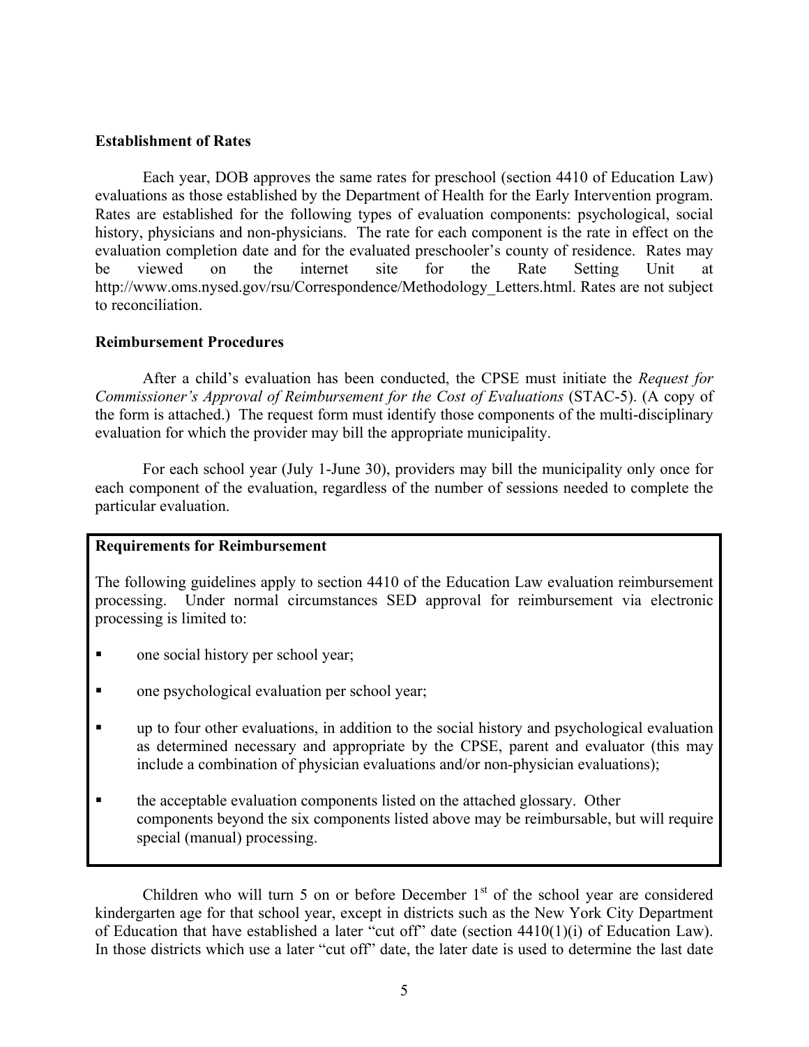**Establishment of Rates**

Each year, DOB approves the same rates for preschool (section 4410 of Education Law) evaluations as those established by the Department of Health for the Early Intervention program. Rates are established for the following types of evaluation components: psychological, social history, physicians and non-physicians. The rate for each component is the rate in effect on the evaluation completion date and for the evaluated preschooler's county of residence. Rates may be viewed on the internet site for the Rate Setting Unit at http://www.oms.nysed.gov/rsu/Correspondence/Methodology_Letters.html. Rates are not subject to reconciliation.

**Reimbursement Procedures**

After a child's evaluation has been conducted, the CPSE must initiate the *Request for Commissioner's Approval of Reimbursement for the Cost of Evaluations* (STAC-5). (A copy of the form is attached.) The request form must identify those components of the multi-disciplinary evaluation for which the provider may bill the appropriate municipality.

For each school year (July 1-June 30), providers may bill the municipality only once for each component of the evaluation, regardless of the number of sessions needed to complete the particular evaluation.

**Requirements for Reimbursement**

The following guidelines apply to section 4410 of the Education Law evaluation reimbursement processing. Under normal circumstances SED approval for reimbursement via electronic processing is limited to:

- one social history per school year;
- one psychological evaluation per school year;
- up to four other evaluations, in addition to the social history and psychological evaluation as determined necessary and appropriate by the CPSE, parent and evaluator (this may include a combination of physician evaluations and/or non-physician evaluations);
- the acceptable evaluation components listed on the attached glossary. Other components beyond the six components listed above may be reimbursable, but will require special (manual) processing.

Children who will turn 5 on or before December 1st of the school year are considered kindergarten age for that school year, except in districts such as the New York City Department of Education that have established a later "cut off" date (section 4410(1)(i) of Education Law). In those districts which use a later "cut off" date, the later date is used to determine the last date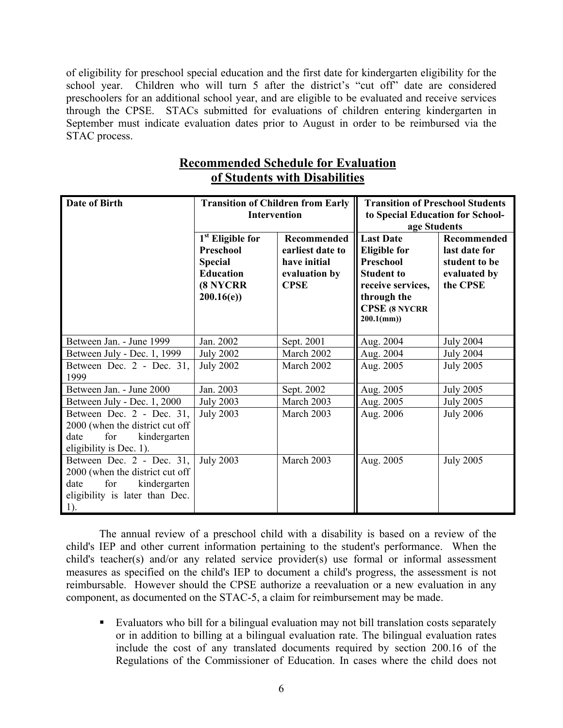of eligibility for preschool special education and the first date for kindergarten eligibility for the school year. Children who will turn 5 after the district's "cut off" date are considered preschoolers for an additional school year, and are eligible to be evaluated and receive services through the CPSE. STACs submitted for evaluations of children entering kindergarten in September must indicate evaluation dates prior to August in order to be reimbursed via the STAC process.

## Recommended Schedule for Evaluation of Students with Disabilities

| Date of Birth | Transition of Children from Early Intervention | | Transition of Preschool Students to Special Education for School-age Students | |
|---|---|---|---|---|
| | 1st Eligible for Preschool Special Education (8 NYCRR 200.16(e)) | Recommended earliest date to have initial evaluation by CPSE | Last Date Eligible for Preschool Student to receive services, through the CPSE (8 NYCRR 200.1(mm)) | Recommended last date for student to be evaluated by the CPSE |
| Between Jan. - June 1999 | Jan. 2002 | Sept. 2001 | Aug. 2004 | July 2004 |
| Between July - Dec. 1, 1999 | July 2002 | March 2002 | Aug. 2004 | July 2004 |
| Between Dec. 2 - Dec. 31, 1999 | July 2002 | March 2002 | Aug. 2005 | July 2005 |
| Between Jan. - June 2000 | Jan. 2003 | Sept. 2002 | Aug. 2005 | July 2005 |
| Between July - Dec. 1, 2000 | July 2003 | March 2003 | Aug. 2005 | July 2005 |
| Between Dec. 2 - Dec. 31, 2000 (when the district cut off date for kindergarten eligibility is Dec. 1). | July 2003 | March 2003 | Aug. 2006 | July 2006 |
| Between Dec. 2 - Dec. 31, 2000 (when the district cut off date for kindergarten eligibility is later than Dec. 1). | July 2003 | March 2003 | Aug. 2005 | July 2005 |

The annual review of a preschool child with a disability is based on a review of the child's IEP and other current information pertaining to the student's performance. When the child's teacher(s) and/or any related service provider(s) use formal or informal assessment measures as specified on the child's IEP to document a child's progress, the assessment is not reimbursable. However should the CPSE authorize a reevaluation or a new evaluation in any component, as documented on the STAC-5, a claim for reimbursement may be made.

- Evaluators who bill for a bilingual evaluation may not bill translation costs separately or in addition to billing at a bilingual evaluation rate. The bilingual evaluation rates include the cost of any translated documents required by section 200.16 of the Regulations of the Commissioner of Education. In cases where the child does not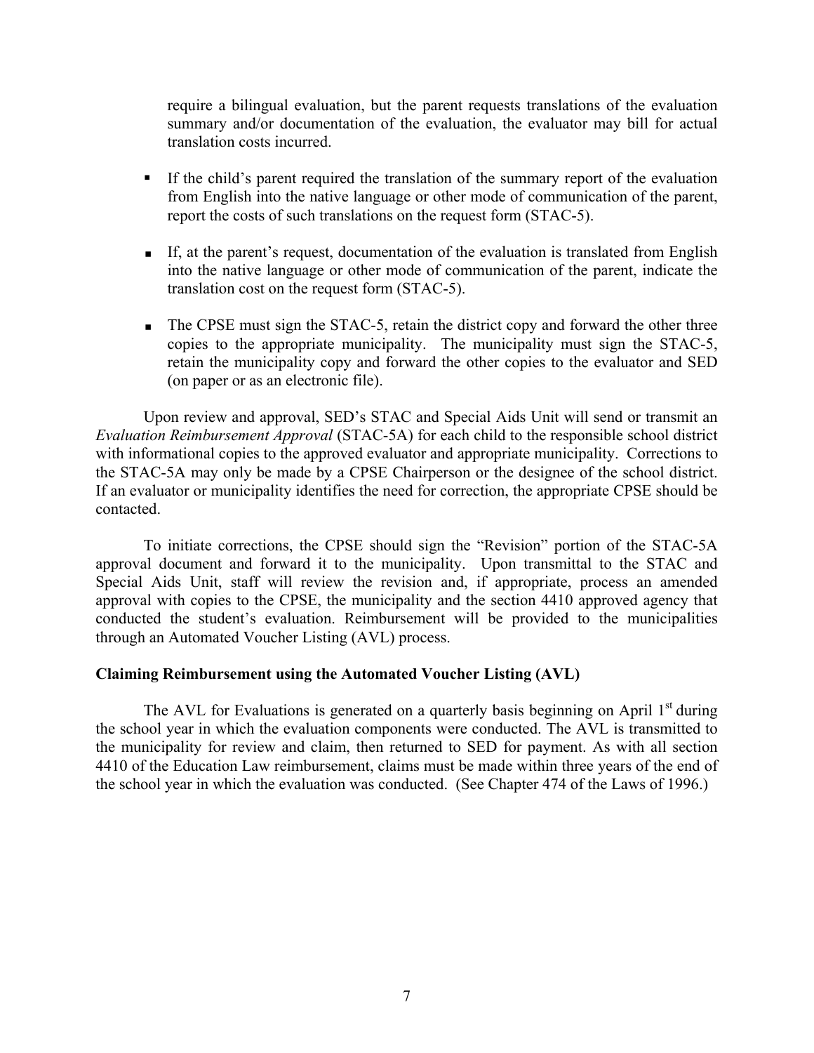require a bilingual evaluation, but the parent requests translations of the evaluation summary and/or documentation of the evaluation, the evaluator may bill for actual translation costs incurred.

- If the child's parent required the translation of the summary report of the evaluation from English into the native language or other mode of communication of the parent, report the costs of such translations on the request form (STAC-5).

- If, at the parent's request, documentation of the evaluation is translated from English into the native language or other mode of communication of the parent, indicate the translation cost on the request form (STAC-5).

- The CPSE must sign the STAC-5, retain the district copy and forward the other three copies to the appropriate municipality. The municipality must sign the STAC-5, retain the municipality copy and forward the other copies to the evaluator and SED (on paper or as an electronic file).

Upon review and approval, SED's STAC and Special Aids Unit will send or transmit an *Evaluation Reimbursement Approval* (STAC-5A) for each child to the responsible school district with informational copies to the approved evaluator and appropriate municipality. Corrections to the STAC-5A may only be made by a CPSE Chairperson or the designee of the school district. If an evaluator or municipality identifies the need for correction, the appropriate CPSE should be contacted.

To initiate corrections, the CPSE should sign the "Revision" portion of the STAC-5A approval document and forward it to the municipality. Upon transmittal to the STAC and Special Aids Unit, staff will review the revision and, if appropriate, process an amended approval with copies to the CPSE, the municipality and the section 4410 approved agency that conducted the student's evaluation. Reimbursement will be provided to the municipalities through an Automated Voucher Listing (AVL) process.

**Claiming Reimbursement using the Automated Voucher Listing (AVL)**

The AVL for Evaluations is generated on a quarterly basis beginning on April 1st during the school year in which the evaluation components were conducted. The AVL is transmitted to the municipality for review and claim, then returned to SED for payment. As with all section 4410 of the Education Law reimbursement, claims must be made within three years of the end of the school year in which the evaluation was conducted. (See Chapter 474 of the Laws of 1996.)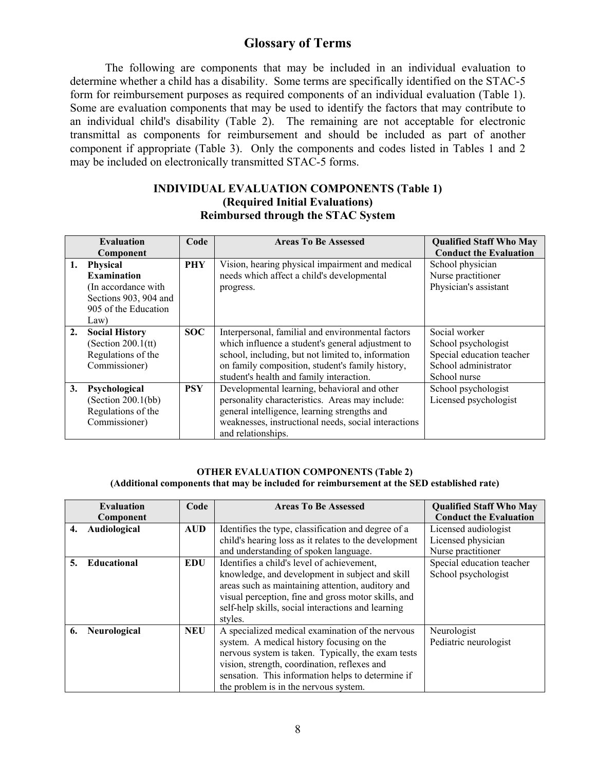## Glossary of Terms

The following are components that may be included in an individual evaluation to determine whether a child has a disability. Some terms are specifically identified on the STAC-5 form for reimbursement purposes as required components of an individual evaluation (Table 1). Some are evaluation components that may be used to identify the factors that may contribute to an individual child's disability (Table 2). The remaining are not acceptable for electronic transmittal as components for reimbursement and should be included as part of another component if appropriate (Table 3). Only the components and codes listed in Tables 1 and 2 may be included on electronically transmitted STAC-5 forms.

### INDIVIDUAL EVALUATION COMPONENTS (Table 1)
### (Required Initial Evaluations)
### Reimbursed through the STAC System

| Evaluation Component | Code | Areas To Be Assessed | Qualified Staff Who May Conduct the Evaluation |
|---|---|---|---|
| 1. **Physical Examination** (In accordance with Sections 903, 904 and 905 of the Education Law) | **PHY** | Vision, hearing physical impairment and medical needs which affect a child's developmental progress. | School physician<br>Nurse practitioner<br>Physician's assistant |
| 2. **Social History** (Section 200.1(tt) Regulations of the Commissioner) | **SOC** | Interpersonal, familial and environmental factors which influence a student's general adjustment to school, including, but not limited to, information on family composition, student's family history, student's health and family interaction. | Social worker<br>School psychologist<br>Special education teacher<br>School administrator<br>School nurse |
| 3. **Psychological** (Section 200.1(bb) Regulations of the Commissioner) | **PSY** | Developmental learning, behavioral and other personality characteristics. Areas may include: general intelligence, learning strengths and weaknesses, instructional needs, social interactions and relationships. | School psychologist<br>Licensed psychologist |

**OTHER EVALUATION COMPONENTS (Table 2)**
**(Additional components that may be included for reimbursement at the SED established rate)**

| Evaluation Component | Code | Areas To Be Assessed | Qualified Staff Who May Conduct the Evaluation |
|---|---|---|---|
| 4. **Audiological** | **AUD** | Identifies the type, classification and degree of a child's hearing loss as it relates to the development and understanding of spoken language. | Licensed audiologist<br>Licensed physician<br>Nurse practitioner |
| 5. **Educational** | **EDU** | Identifies a child's level of achievement, knowledge, and development in subject and skill areas such as maintaining attention, auditory and visual perception, fine and gross motor skills, and self-help skills, social interactions and learning styles. | Special education teacher<br>School psychologist |
| 6. **Neurological** | **NEU** | A specialized medical examination of the nervous system. A medical history focusing on the nervous system is taken. Typically, the exam tests vision, strength, coordination, reflexes and sensation. This information helps to determine if the problem is in the nervous system. | Neurologist<br>Pediatric neurologist |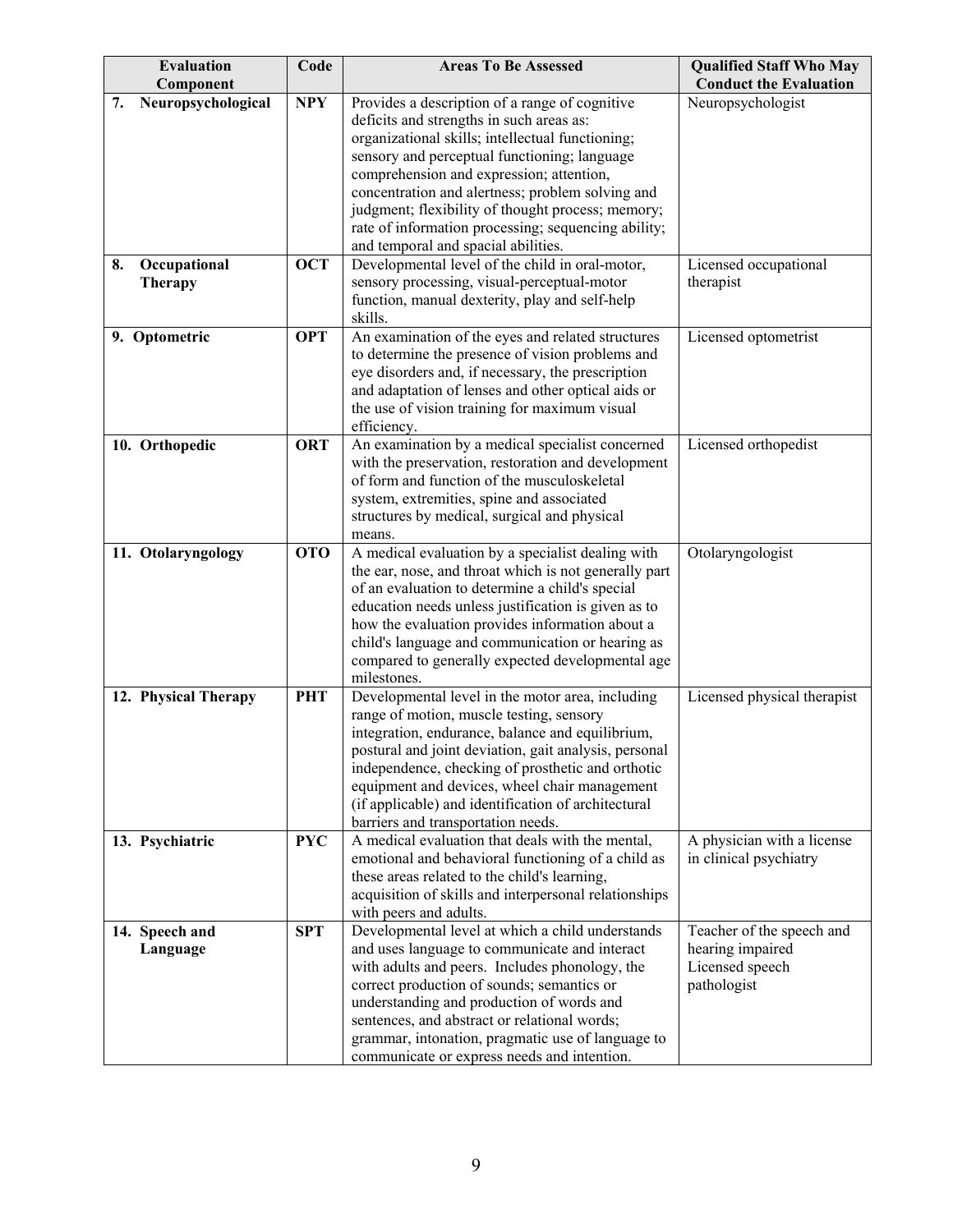| Evaluation Component | Code | Areas To Be Assessed | Qualified Staff Who May Conduct the Evaluation |
|---|---|---|---|
| **7. Neuropsychological** | **NPY** | Provides a description of a range of cognitive deficits and strengths in such areas as: organizational skills; intellectual functioning; sensory and perceptual functioning; language comprehension and expression; attention, concentration and alertness; problem solving and judgment; flexibility of thought process; memory; rate of information processing; sequencing ability; and temporal and spacial abilities. | Neuropsychologist |
| **8. Occupational Therapy** | **OCT** | Developmental level of the child in oral-motor, sensory processing, visual-perceptual-motor function, manual dexterity, play and self-help skills. | Licensed occupational therapist |
| **9. Optometric** | **OPT** | An examination of the eyes and related structures to determine the presence of vision problems and eye disorders and, if necessary, the prescription and adaptation of lenses and other optical aids or the use of vision training for maximum visual efficiency. | Licensed optometrist |
| **10. Orthopedic** | **ORT** | An examination by a medical specialist concerned with the preservation, restoration and development of form and function of the musculoskeletal system, extremities, spine and associated structures by medical, surgical and physical means. | Licensed orthopedist |
| **11. Otolaryngology** | **OTO** | A medical evaluation by a specialist dealing with the ear, nose, and throat which is not generally part of an evaluation to determine a child's special education needs unless justification is given as to how the evaluation provides information about a child's language and communication or hearing as compared to generally expected developmental age milestones. | Otolaryngologist |
| **12. Physical Therapy** | **PHT** | Developmental level in the motor area, including range of motion, muscle testing, sensory integration, endurance, balance and equilibrium, postural and joint deviation, gait analysis, personal independence, checking of prosthetic and orthotic equipment and devices, wheel chair management (if applicable) and identification of architectural barriers and transportation needs. | Licensed physical therapist |
| **13. Psychiatric** | **PYC** | A medical evaluation that deals with the mental, emotional and behavioral functioning of a child as these areas related to the child's learning, acquisition of skills and interpersonal relationships with peers and adults. | A physician with a license in clinical psychiatry |
| **14. Speech and Language** | **SPT** | Developmental level at which a child understands and uses language to communicate and interact with adults and peers. Includes phonology, the correct production of sounds; semantics or understanding and production of words and sentences, and abstract or relational words; grammar, intonation, pragmatic use of language to communicate or express needs and intention. | Teacher of the speech and hearing impaired<br>Licensed speech pathologist |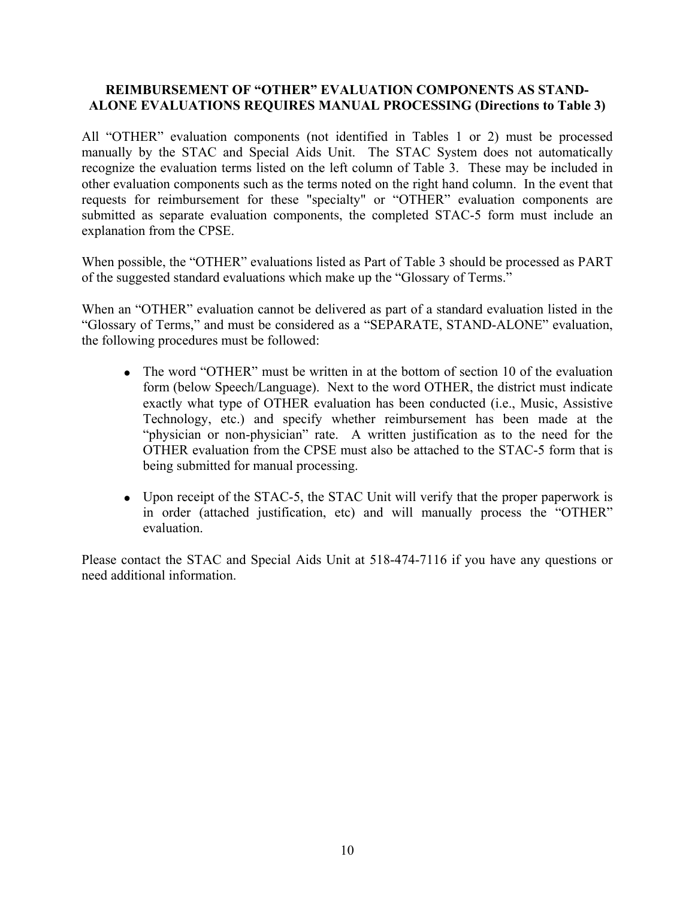**REIMBURSEMENT OF "OTHER" EVALUATION COMPONENTS AS STAND-ALONE EVALUATIONS REQUIRES MANUAL PROCESSING (Directions to Table 3)**

All "OTHER" evaluation components (not identified in Tables 1 or 2) must be processed manually by the STAC and Special Aids Unit. The STAC System does not automatically recognize the evaluation terms listed on the left column of Table 3. These may be included in other evaluation components such as the terms noted on the right hand column. In the event that requests for reimbursement for these "specialty" or "OTHER" evaluation components are submitted as separate evaluation components, the completed STAC-5 form must include an explanation from the CPSE.

When possible, the "OTHER" evaluations listed as Part of Table 3 should be processed as PART of the suggested standard evaluations which make up the "Glossary of Terms."

When an "OTHER" evaluation cannot be delivered as part of a standard evaluation listed in the "Glossary of Terms," and must be considered as a "SEPARATE, STAND-ALONE" evaluation, the following procedures must be followed:

- The word "OTHER" must be written in at the bottom of section 10 of the evaluation form (below Speech/Language). Next to the word OTHER, the district must indicate exactly what type of OTHER evaluation has been conducted (i.e., Music, Assistive Technology, etc.) and specify whether reimbursement has been made at the "physician or non-physician" rate. A written justification as to the need for the OTHER evaluation from the CPSE must also be attached to the STAC-5 form that is being submitted for manual processing.

- Upon receipt of the STAC-5, the STAC Unit will verify that the proper paperwork is in order (attached justification, etc) and will manually process the "OTHER" evaluation.

Please contact the STAC and Special Aids Unit at 518-474-7116 if you have any questions or need additional information.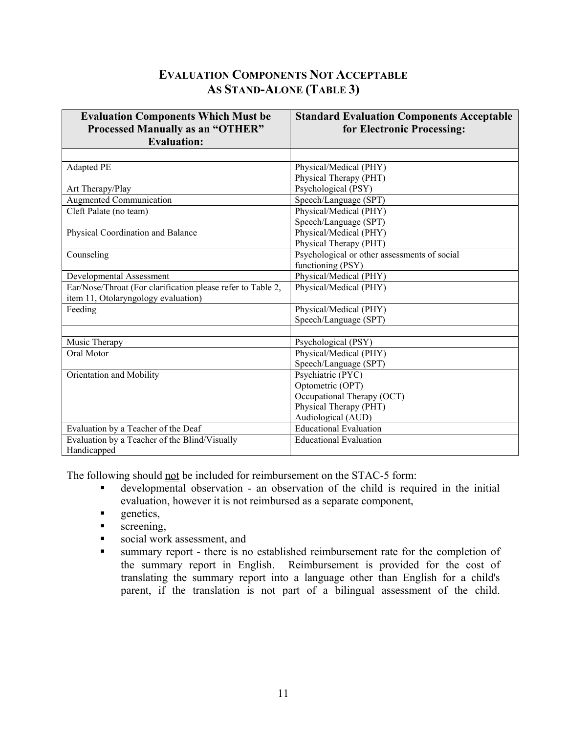## EVALUATION COMPONENTS NOT ACCEPTABLE AS STAND-ALONE (TABLE 3)

| Evaluation Components Which Must be Processed Manually as an "OTHER" Evaluation: | Standard Evaluation Components Acceptable for Electronic Processing: |
|---|---|
| | |
| Adapted PE | Physical/Medical (PHY)<br>Physical Therapy (PHT) |
| Art Therapy/Play | Psychological (PSY) |
| Augmented Communication | Speech/Language (SPT) |
| Cleft Palate (no team) | Physical/Medical (PHY)<br>Speech/Language (SPT) |
| Physical Coordination and Balance | Physical/Medical (PHY)<br>Physical Therapy (PHT) |
| Counseling | Psychological or other assessments of social functioning (PSY) |
| Developmental Assessment | Physical/Medical (PHY) |
| Ear/Nose/Throat (For clarification please refer to Table 2, item 11, Otolaryngology evaluation) | Physical/Medical (PHY) |
| Feeding | Physical/Medical (PHY)<br>Speech/Language (SPT) |
| | |
| Music Therapy | Psychological (PSY) |
| Oral Motor | Physical/Medical (PHY)<br>Speech/Language (SPT) |
| Orientation and Mobility | Psychiatric (PYC)<br>Optometric (OPT)<br>Occupational Therapy (OCT)<br>Physical Therapy (PHT)<br>Audiological (AUD) |
| Evaluation by a Teacher of the Deaf | Educational Evaluation |
| Evaluation by a Teacher of the Blind/Visually Handicapped | Educational Evaluation |

The following should not be included for reimbursement on the STAC-5 form:

- developmental observation - an observation of the child is required in the initial evaluation, however it is not reimbursed as a separate component,
- genetics,
- screening,
- social work assessment, and
- summary report - there is no established reimbursement rate for the completion of the summary report in English. Reimbursement is provided for the cost of translating the summary report into a language other than English for a child's parent, if the translation is not part of a bilingual assessment of the child.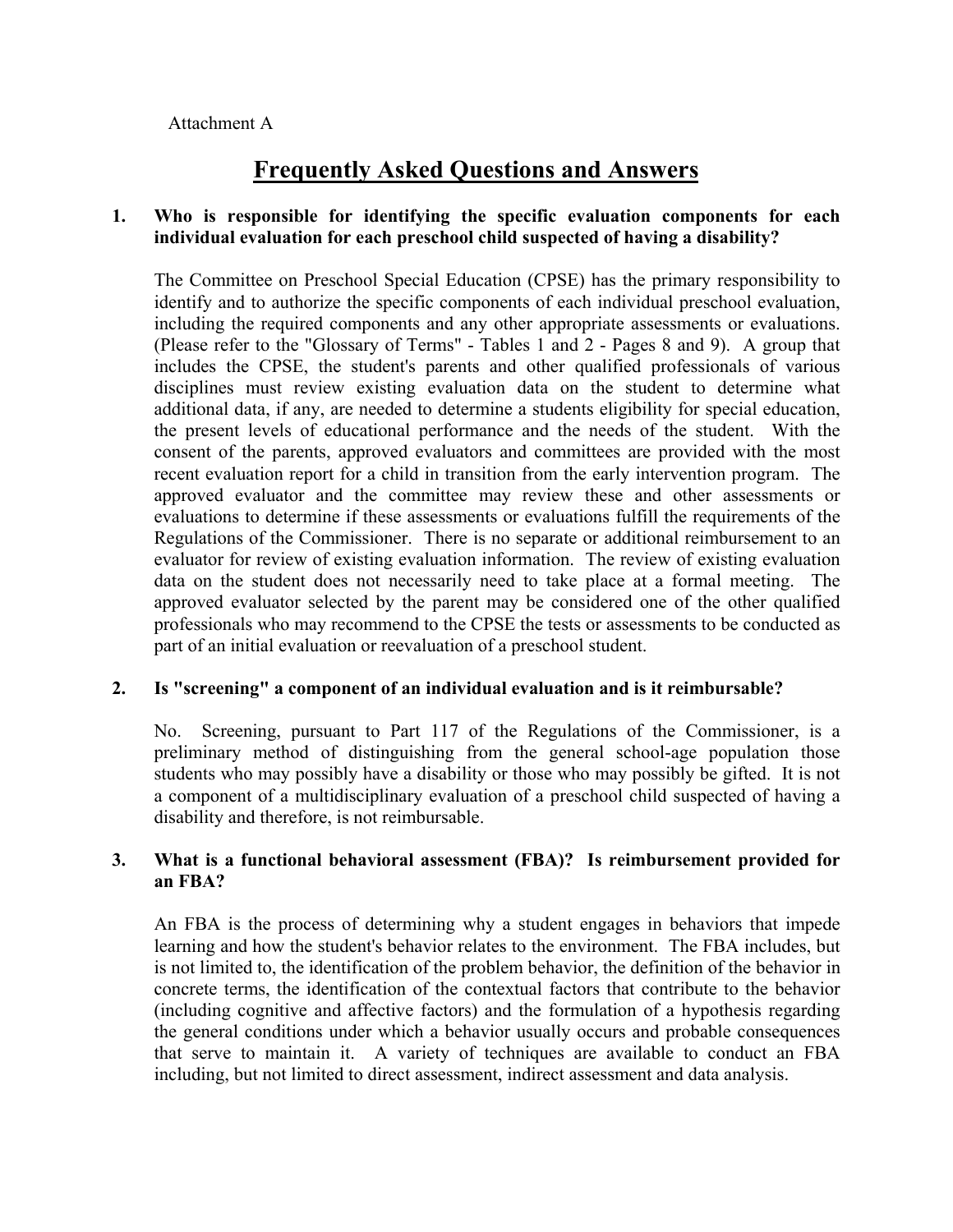Attachment A

# Frequently Asked Questions and Answers

**1. Who is responsible for identifying the specific evaluation components for each individual evaluation for each preschool child suspected of having a disability?**

The Committee on Preschool Special Education (CPSE) has the primary responsibility to identify and to authorize the specific components of each individual preschool evaluation, including the required components and any other appropriate assessments or evaluations. (Please refer to the "Glossary of Terms" - Tables 1 and 2 - Pages 8 and 9). A group that includes the CPSE, the student's parents and other qualified professionals of various disciplines must review existing evaluation data on the student to determine what additional data, if any, are needed to determine a students eligibility for special education, the present levels of educational performance and the needs of the student. With the consent of the parents, approved evaluators and committees are provided with the most recent evaluation report for a child in transition from the early intervention program. The approved evaluator and the committee may review these and other assessments or evaluations to determine if these assessments or evaluations fulfill the requirements of the Regulations of the Commissioner. There is no separate or additional reimbursement to an evaluator for review of existing evaluation information. The review of existing evaluation data on the student does not necessarily need to take place at a formal meeting. The approved evaluator selected by the parent may be considered one of the other qualified professionals who may recommend to the CPSE the tests or assessments to be conducted as part of an initial evaluation or reevaluation of a preschool student.

**2. Is "screening" a component of an individual evaluation and is it reimbursable?**

No. Screening, pursuant to Part 117 of the Regulations of the Commissioner, is a preliminary method of distinguishing from the general school-age population those students who may possibly have a disability or those who may possibly be gifted. It is not a component of a multidisciplinary evaluation of a preschool child suspected of having a disability and therefore, is not reimbursable.

**3. What is a functional behavioral assessment (FBA)? Is reimbursement provided for an FBA?**

An FBA is the process of determining why a student engages in behaviors that impede learning and how the student's behavior relates to the environment. The FBA includes, but is not limited to, the identification of the problem behavior, the definition of the behavior in concrete terms, the identification of the contextual factors that contribute to the behavior (including cognitive and affective factors) and the formulation of a hypothesis regarding the general conditions under which a behavior usually occurs and probable consequences that serve to maintain it. A variety of techniques are available to conduct an FBA including, but not limited to direct assessment, indirect assessment and data analysis.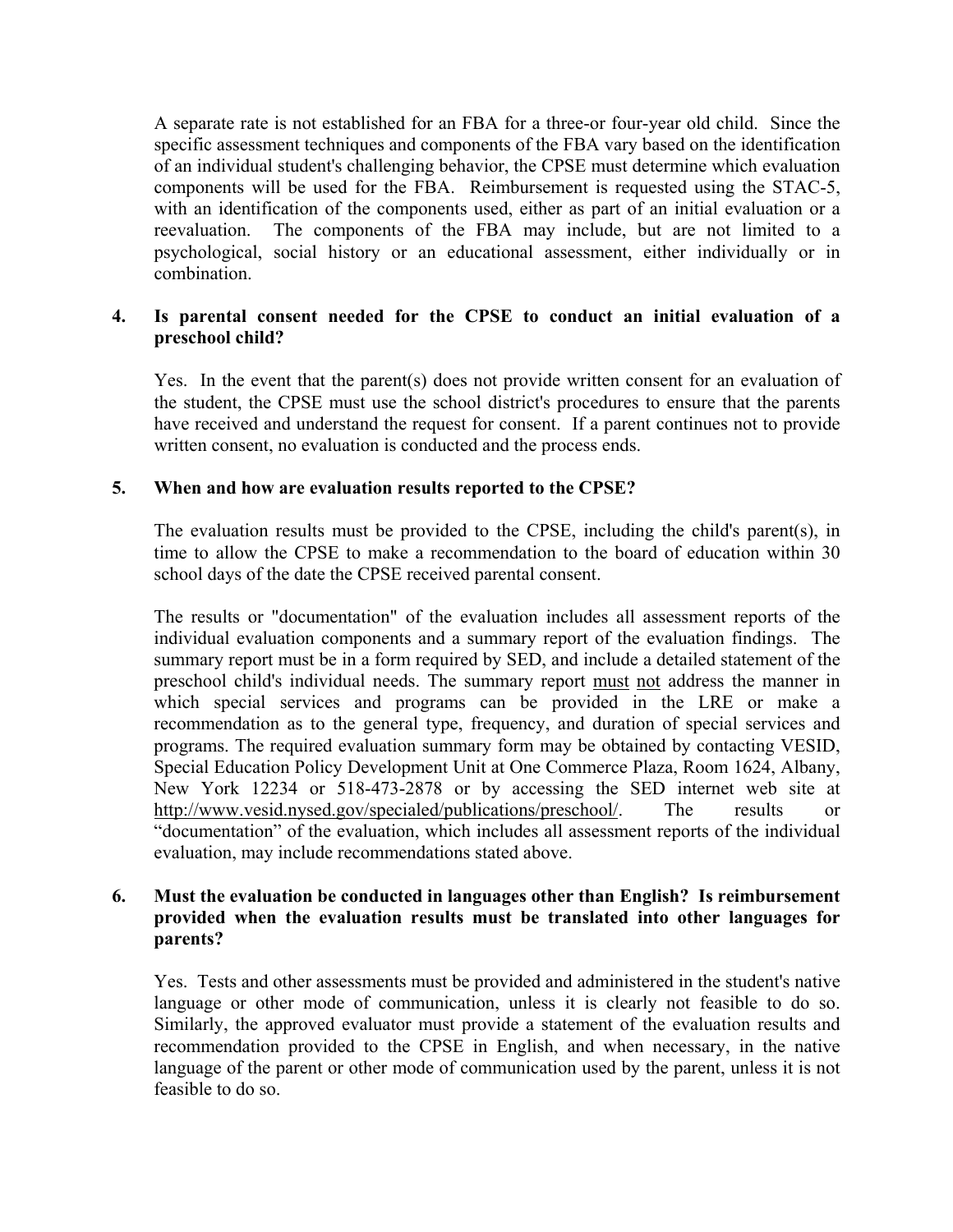A separate rate is not established for an FBA for a three-or four-year old child. Since the specific assessment techniques and components of the FBA vary based on the identification of an individual student's challenging behavior, the CPSE must determine which evaluation components will be used for the FBA. Reimbursement is requested using the STAC-5, with an identification of the components used, either as part of an initial evaluation or a reevaluation. The components of the FBA may include, but are not limited to a psychological, social history or an educational assessment, either individually or in combination.

**4. Is parental consent needed for the CPSE to conduct an initial evaluation of a preschool child?**

Yes. In the event that the parent(s) does not provide written consent for an evaluation of the student, the CPSE must use the school district's procedures to ensure that the parents have received and understand the request for consent. If a parent continues not to provide written consent, no evaluation is conducted and the process ends.

**5. When and how are evaluation results reported to the CPSE?**

The evaluation results must be provided to the CPSE, including the child's parent(s), in time to allow the CPSE to make a recommendation to the board of education within 30 school days of the date the CPSE received parental consent.

The results or "documentation" of the evaluation includes all assessment reports of the individual evaluation components and a summary report of the evaluation findings. The summary report must be in a form required by SED, and include a detailed statement of the preschool child's individual needs. The summary report <u>must</u> <u>not</u> address the manner in which special services and programs can be provided in the LRE or make a recommendation as to the general type, frequency, and duration of special services and programs. The required evaluation summary form may be obtained by contacting VESID, Special Education Policy Development Unit at One Commerce Plaza, Room 1624, Albany, New York 12234 or 518-473-2878 or by accessing the SED internet web site at http://www.vesid.nysed.gov/specialed/publications/preschool/. The results or "documentation" of the evaluation, which includes all assessment reports of the individual evaluation, may include recommendations stated above.

**6. Must the evaluation be conducted in languages other than English? Is reimbursement provided when the evaluation results must be translated into other languages for parents?**

Yes. Tests and other assessments must be provided and administered in the student's native language or other mode of communication, unless it is clearly not feasible to do so. Similarly, the approved evaluator must provide a statement of the evaluation results and recommendation provided to the CPSE in English, and when necessary, in the native language of the parent or other mode of communication used by the parent, unless it is not feasible to do so.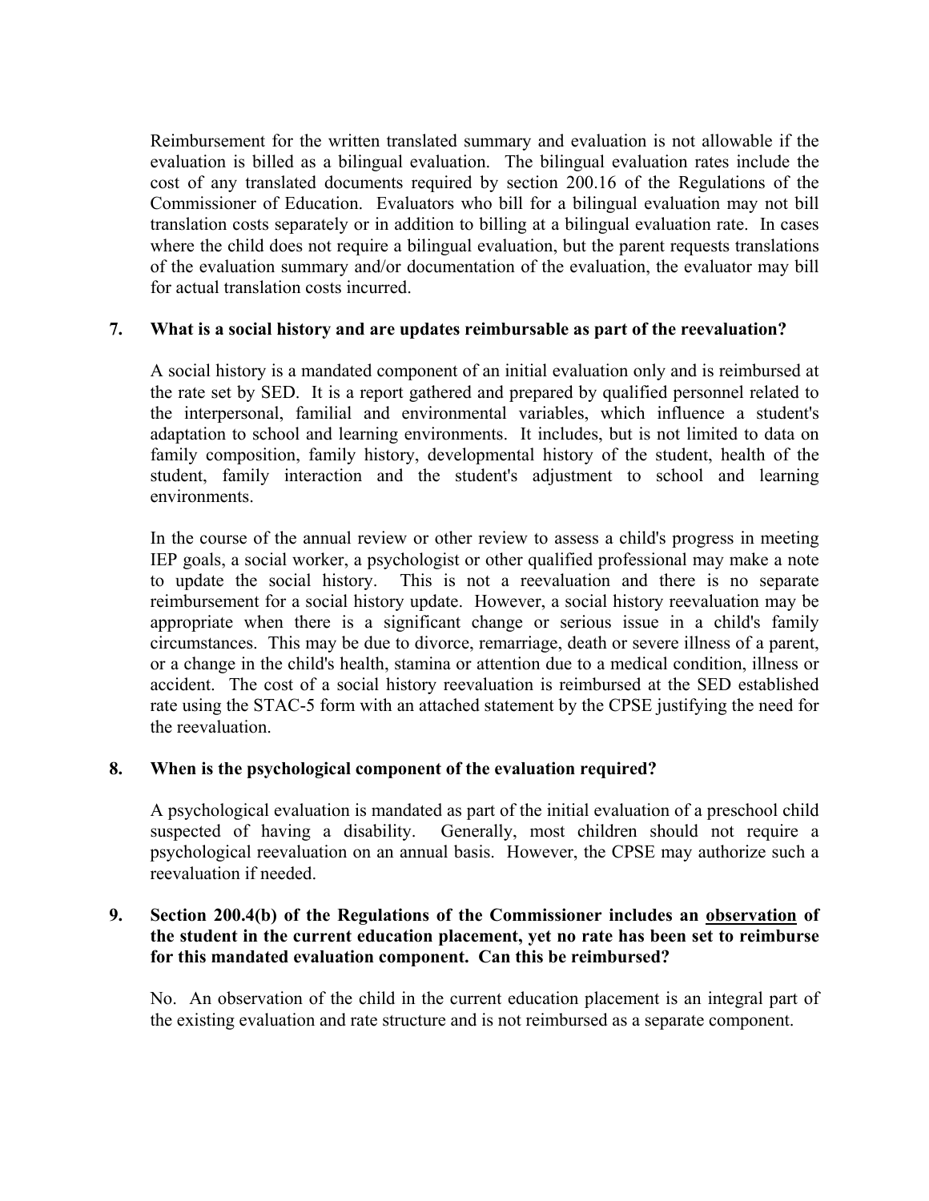Reimbursement for the written translated summary and evaluation is not allowable if the evaluation is billed as a bilingual evaluation. The bilingual evaluation rates include the cost of any translated documents required by section 200.16 of the Regulations of the Commissioner of Education. Evaluators who bill for a bilingual evaluation may not bill translation costs separately or in addition to billing at a bilingual evaluation rate. In cases where the child does not require a bilingual evaluation, but the parent requests translations of the evaluation summary and/or documentation of the evaluation, the evaluator may bill for actual translation costs incurred.

**7. What is a social history and are updates reimbursable as part of the reevaluation?**

A social history is a mandated component of an initial evaluation only and is reimbursed at the rate set by SED. It is a report gathered and prepared by qualified personnel related to the interpersonal, familial and environmental variables, which influence a student's adaptation to school and learning environments. It includes, but is not limited to data on family composition, family history, developmental history of the student, health of the student, family interaction and the student's adjustment to school and learning environments.

In the course of the annual review or other review to assess a child's progress in meeting IEP goals, a social worker, a psychologist or other qualified professional may make a note to update the social history. This is not a reevaluation and there is no separate reimbursement for a social history update. However, a social history reevaluation may be appropriate when there is a significant change or serious issue in a child's family circumstances. This may be due to divorce, remarriage, death or severe illness of a parent, or a change in the child's health, stamina or attention due to a medical condition, illness or accident. The cost of a social history reevaluation is reimbursed at the SED established rate using the STAC-5 form with an attached statement by the CPSE justifying the need for the reevaluation.

**8. When is the psychological component of the evaluation required?**

A psychological evaluation is mandated as part of the initial evaluation of a preschool child suspected of having a disability. Generally, most children should not require a psychological reevaluation on an annual basis. However, the CPSE may authorize such a reevaluation if needed.

**9. Section 200.4(b) of the Regulations of the Commissioner includes an <u>observation</u> of the student in the current education placement, yet no rate has been set to reimburse for this mandated evaluation component. Can this be reimbursed?**

No. An observation of the child in the current education placement is an integral part of the existing evaluation and rate structure and is not reimbursed as a separate component.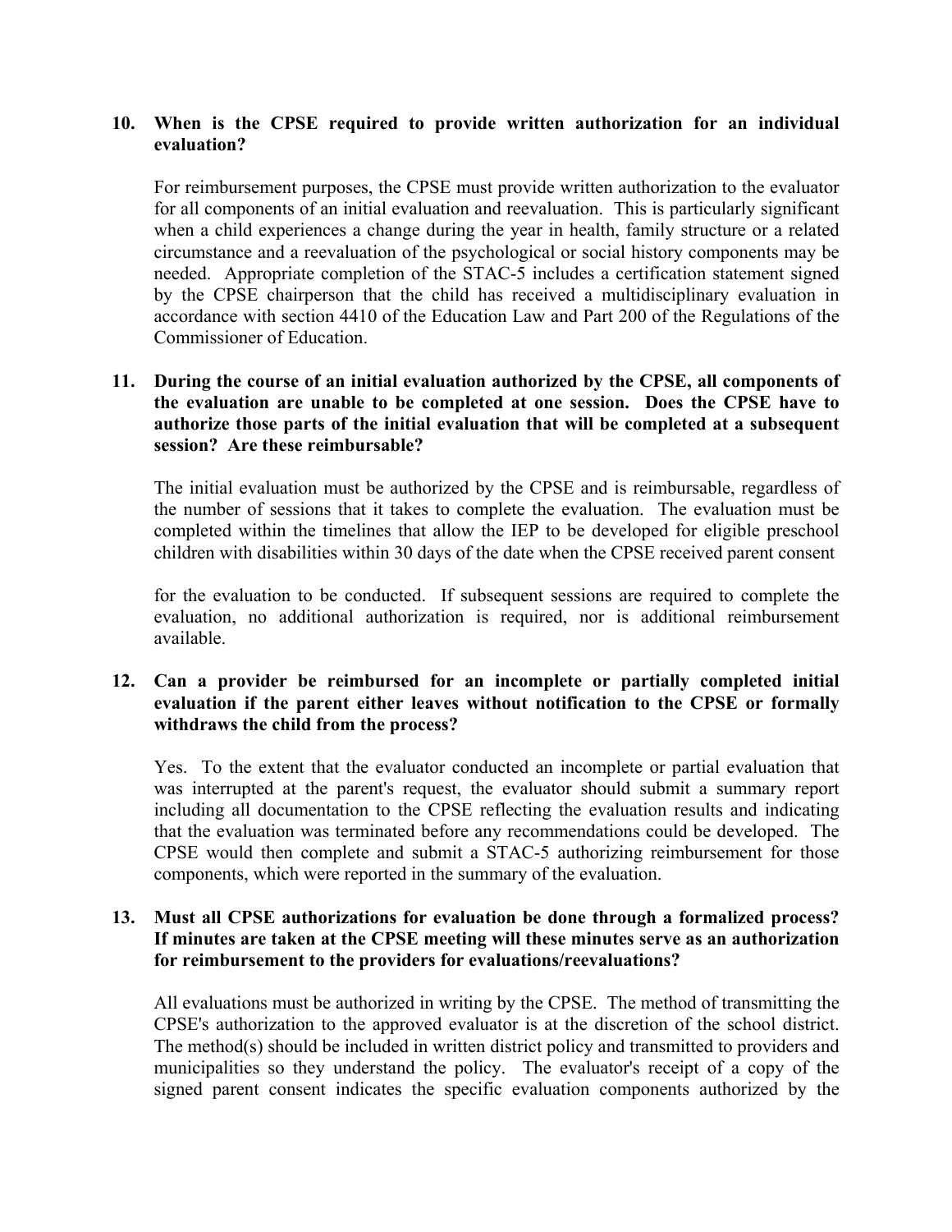**10. When is the CPSE required to provide written authorization for an individual evaluation?**

For reimbursement purposes, the CPSE must provide written authorization to the evaluator for all components of an initial evaluation and reevaluation. This is particularly significant when a child experiences a change during the year in health, family structure or a related circumstance and a reevaluation of the psychological or social history components may be needed. Appropriate completion of the STAC-5 includes a certification statement signed by the CPSE chairperson that the child has received a multidisciplinary evaluation in accordance with section 4410 of the Education Law and Part 200 of the Regulations of the Commissioner of Education.

**11. During the course of an initial evaluation authorized by the CPSE, all components of the evaluation are unable to be completed at one session. Does the CPSE have to authorize those parts of the initial evaluation that will be completed at a subsequent session? Are these reimbursable?**

The initial evaluation must be authorized by the CPSE and is reimbursable, regardless of the number of sessions that it takes to complete the evaluation. The evaluation must be completed within the timelines that allow the IEP to be developed for eligible preschool children with disabilities within 30 days of the date when the CPSE received parent consent for the evaluation to be conducted. If subsequent sessions are required to complete the evaluation, no additional authorization is required, nor is additional reimbursement available.

**12. Can a provider be reimbursed for an incomplete or partially completed initial evaluation if the parent either leaves without notification to the CPSE or formally withdraws the child from the process?**

Yes. To the extent that the evaluator conducted an incomplete or partial evaluation that was interrupted at the parent's request, the evaluator should submit a summary report including all documentation to the CPSE reflecting the evaluation results and indicating that the evaluation was terminated before any recommendations could be developed. The CPSE would then complete and submit a STAC-5 authorizing reimbursement for those components, which were reported in the summary of the evaluation.

**13. Must all CPSE authorizations for evaluation be done through a formalized process? If minutes are taken at the CPSE meeting will these minutes serve as an authorization for reimbursement to the providers for evaluations/reevaluations?**

All evaluations must be authorized in writing by the CPSE. The method of transmitting the CPSE's authorization to the approved evaluator is at the discretion of the school district. The method(s) should be included in written district policy and transmitted to providers and municipalities so they understand the policy. The evaluator's receipt of a copy of the signed parent consent indicates the specific evaluation components authorized by the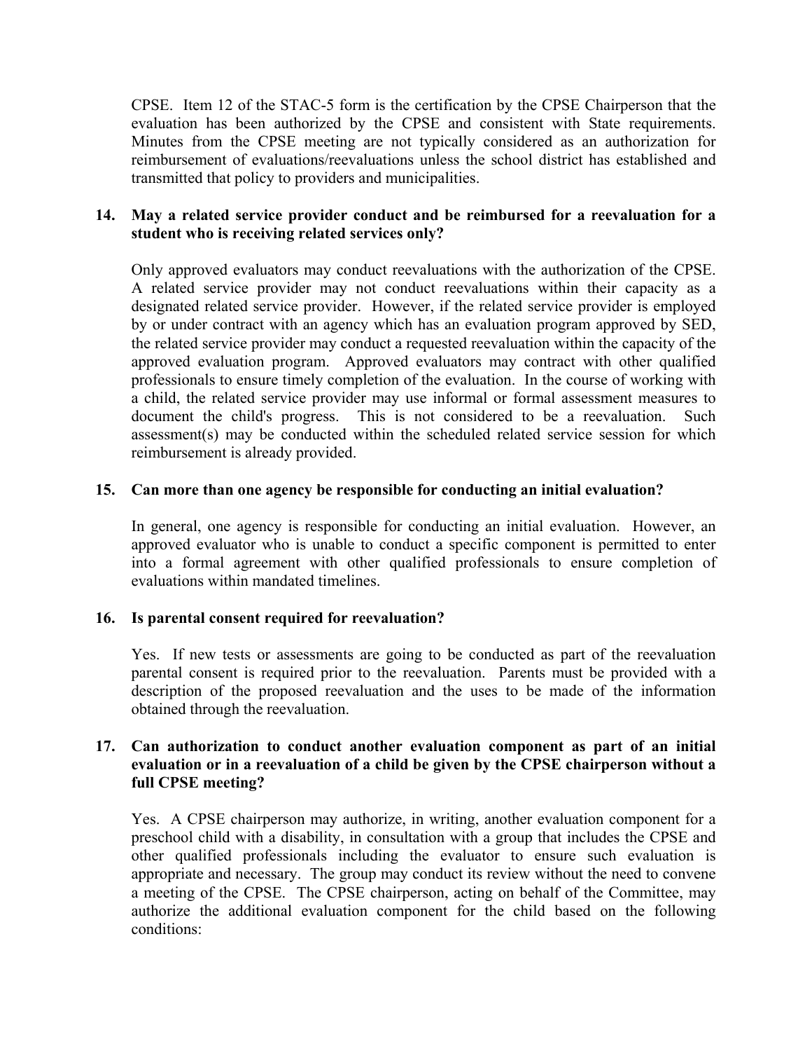CPSE. Item 12 of the STAC-5 form is the certification by the CPSE Chairperson that the evaluation has been authorized by the CPSE and consistent with State requirements. Minutes from the CPSE meeting are not typically considered as an authorization for reimbursement of evaluations/reevaluations unless the school district has established and transmitted that policy to providers and municipalities.

**14. May a related service provider conduct and be reimbursed for a reevaluation for a student who is receiving related services only?**

Only approved evaluators may conduct reevaluations with the authorization of the CPSE. A related service provider may not conduct reevaluations within their capacity as a designated related service provider. However, if the related service provider is employed by or under contract with an agency which has an evaluation program approved by SED, the related service provider may conduct a requested reevaluation within the capacity of the approved evaluation program. Approved evaluators may contract with other qualified professionals to ensure timely completion of the evaluation. In the course of working with a child, the related service provider may use informal or formal assessment measures to document the child's progress. This is not considered to be a reevaluation. Such assessment(s) may be conducted within the scheduled related service session for which reimbursement is already provided.

**15. Can more than one agency be responsible for conducting an initial evaluation?**

In general, one agency is responsible for conducting an initial evaluation. However, an approved evaluator who is unable to conduct a specific component is permitted to enter into a formal agreement with other qualified professionals to ensure completion of evaluations within mandated timelines.

**16. Is parental consent required for reevaluation?**

Yes. If new tests or assessments are going to be conducted as part of the reevaluation parental consent is required prior to the reevaluation. Parents must be provided with a description of the proposed reevaluation and the uses to be made of the information obtained through the reevaluation.

**17. Can authorization to conduct another evaluation component as part of an initial evaluation or in a reevaluation of a child be given by the CPSE chairperson without a full CPSE meeting?**

Yes. A CPSE chairperson may authorize, in writing, another evaluation component for a preschool child with a disability, in consultation with a group that includes the CPSE and other qualified professionals including the evaluator to ensure such evaluation is appropriate and necessary. The group may conduct its review without the need to convene a meeting of the CPSE. The CPSE chairperson, acting on behalf of the Committee, may authorize the additional evaluation component for the child based on the following conditions: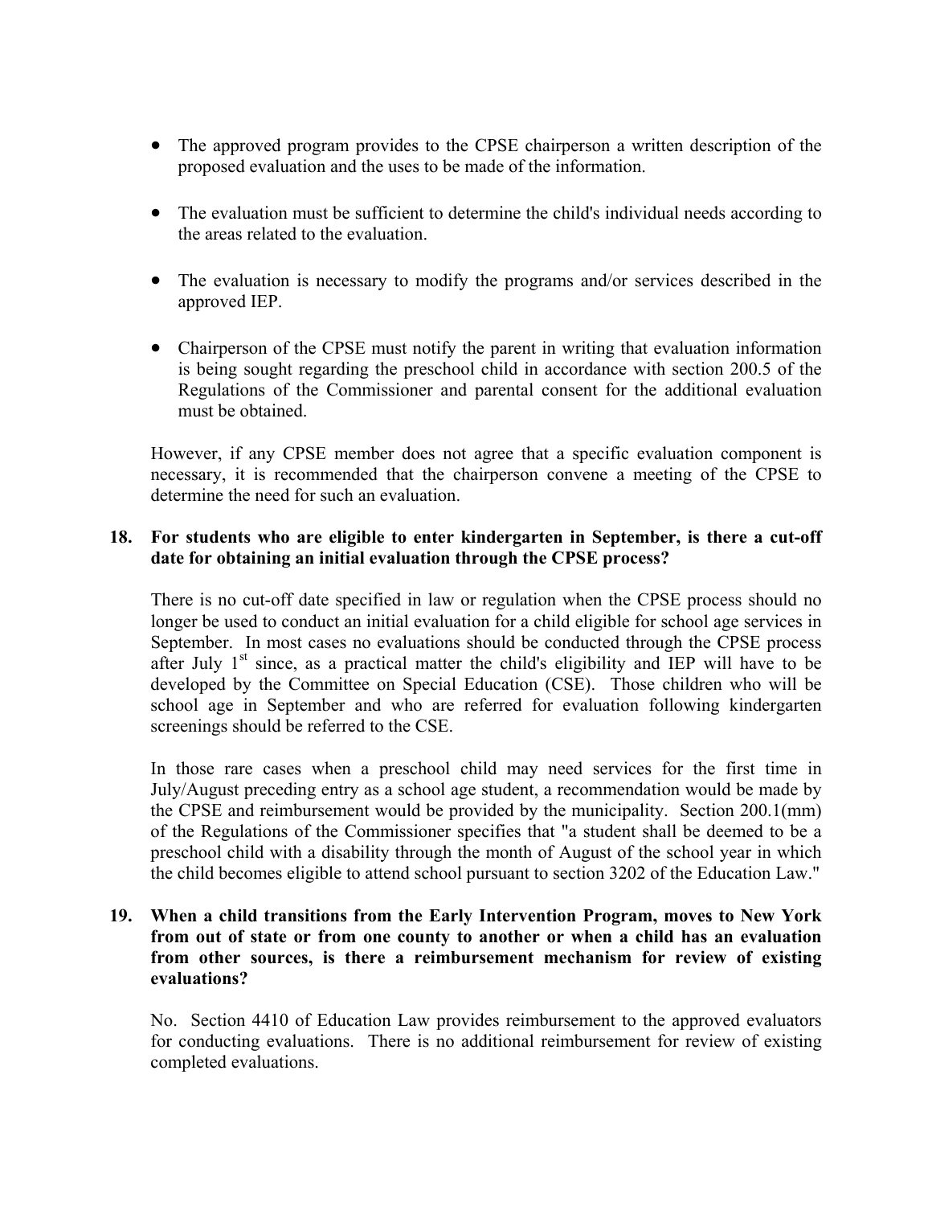- The approved program provides to the CPSE chairperson a written description of the proposed evaluation and the uses to be made of the information.

- The evaluation must be sufficient to determine the child's individual needs according to the areas related to the evaluation.

- The evaluation is necessary to modify the programs and/or services described in the approved IEP.

- Chairperson of the CPSE must notify the parent in writing that evaluation information is being sought regarding the preschool child in accordance with section 200.5 of the Regulations of the Commissioner and parental consent for the additional evaluation must be obtained.

However, if any CPSE member does not agree that a specific evaluation component is necessary, it is recommended that the chairperson convene a meeting of the CPSE to determine the need for such an evaluation.

**18. For students who are eligible to enter kindergarten in September, is there a cut-off date for obtaining an initial evaluation through the CPSE process?**

There is no cut-off date specified in law or regulation when the CPSE process should no longer be used to conduct an initial evaluation for a child eligible for school age services in September. In most cases no evaluations should be conducted through the CPSE process after July 1st since, as a practical matter the child's eligibility and IEP will have to be developed by the Committee on Special Education (CSE). Those children who will be school age in September and who are referred for evaluation following kindergarten screenings should be referred to the CSE.

In those rare cases when a preschool child may need services for the first time in July/August preceding entry as a school age student, a recommendation would be made by the CPSE and reimbursement would be provided by the municipality. Section 200.1(mm) of the Regulations of the Commissioner specifies that "a student shall be deemed to be a preschool child with a disability through the month of August of the school year in which the child becomes eligible to attend school pursuant to section 3202 of the Education Law."

**19. When a child transitions from the Early Intervention Program, moves to New York from out of state or from one county to another or when a child has an evaluation from other sources, is there a reimbursement mechanism for review of existing evaluations?**

No. Section 4410 of Education Law provides reimbursement to the approved evaluators for conducting evaluations. There is no additional reimbursement for review of existing completed evaluations.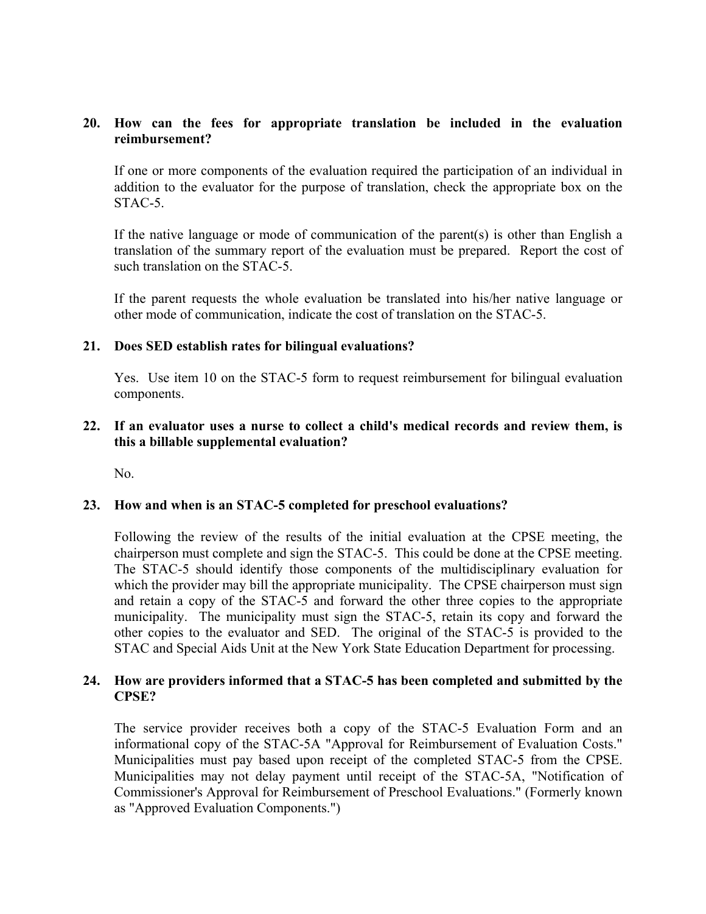**20. How can the fees for appropriate translation be included in the evaluation reimbursement?**

If one or more components of the evaluation required the participation of an individual in addition to the evaluator for the purpose of translation, check the appropriate box on the STAC-5.

If the native language or mode of communication of the parent(s) is other than English a translation of the summary report of the evaluation must be prepared. Report the cost of such translation on the STAC-5.

If the parent requests the whole evaluation be translated into his/her native language or other mode of communication, indicate the cost of translation on the STAC-5.

**21. Does SED establish rates for bilingual evaluations?**

Yes. Use item 10 on the STAC-5 form to request reimbursement for bilingual evaluation components.

**22. If an evaluator uses a nurse to collect a child's medical records and review them, is this a billable supplemental evaluation?**

No.

**23. How and when is an STAC-5 completed for preschool evaluations?**

Following the review of the results of the initial evaluation at the CPSE meeting, the chairperson must complete and sign the STAC-5. This could be done at the CPSE meeting. The STAC-5 should identify those components of the multidisciplinary evaluation for which the provider may bill the appropriate municipality. The CPSE chairperson must sign and retain a copy of the STAC-5 and forward the other three copies to the appropriate municipality. The municipality must sign the STAC-5, retain its copy and forward the other copies to the evaluator and SED. The original of the STAC-5 is provided to the STAC and Special Aids Unit at the New York State Education Department for processing.

**24. How are providers informed that a STAC-5 has been completed and submitted by the CPSE?**

The service provider receives both a copy of the STAC-5 Evaluation Form and an informational copy of the STAC-5A "Approval for Reimbursement of Evaluation Costs." Municipalities must pay based upon receipt of the completed STAC-5 from the CPSE. Municipalities may not delay payment until receipt of the STAC-5A, "Notification of Commissioner's Approval for Reimbursement of Preschool Evaluations." (Formerly known as "Approved Evaluation Components.")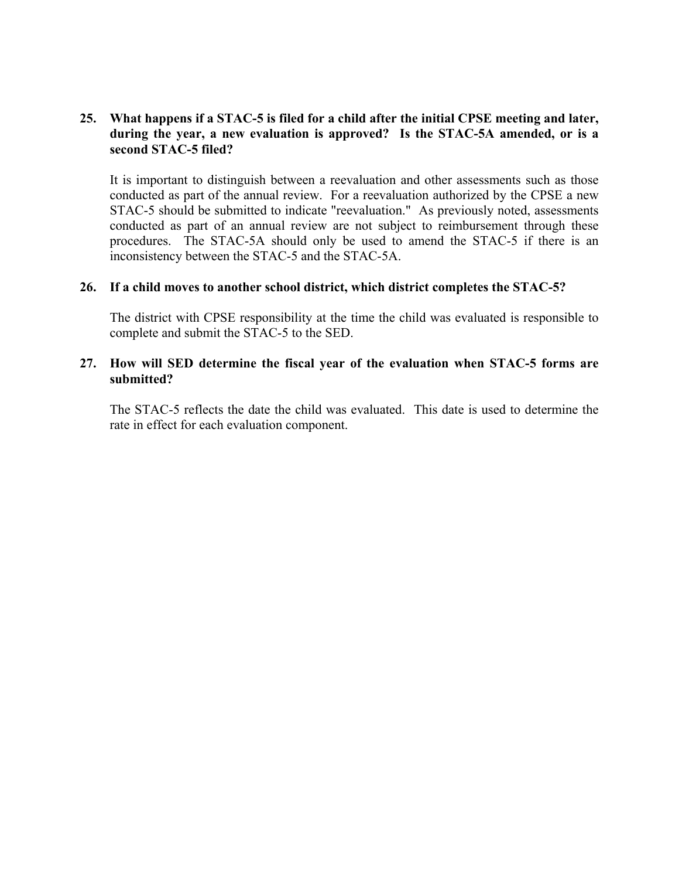**25. What happens if a STAC-5 is filed for a child after the initial CPSE meeting and later, during the year, a new evaluation is approved? Is the STAC-5A amended, or is a second STAC-5 filed?**

It is important to distinguish between a reevaluation and other assessments such as those conducted as part of the annual review. For a reevaluation authorized by the CPSE a new STAC-5 should be submitted to indicate "reevaluation." As previously noted, assessments conducted as part of an annual review are not subject to reimbursement through these procedures. The STAC-5A should only be used to amend the STAC-5 if there is an inconsistency between the STAC-5 and the STAC-5A.

**26. If a child moves to another school district, which district completes the STAC-5?**

The district with CPSE responsibility at the time the child was evaluated is responsible to complete and submit the STAC-5 to the SED.

**27. How will SED determine the fiscal year of the evaluation when STAC-5 forms are submitted?**

The STAC-5 reflects the date the child was evaluated. This date is used to determine the rate in effect for each evaluation component.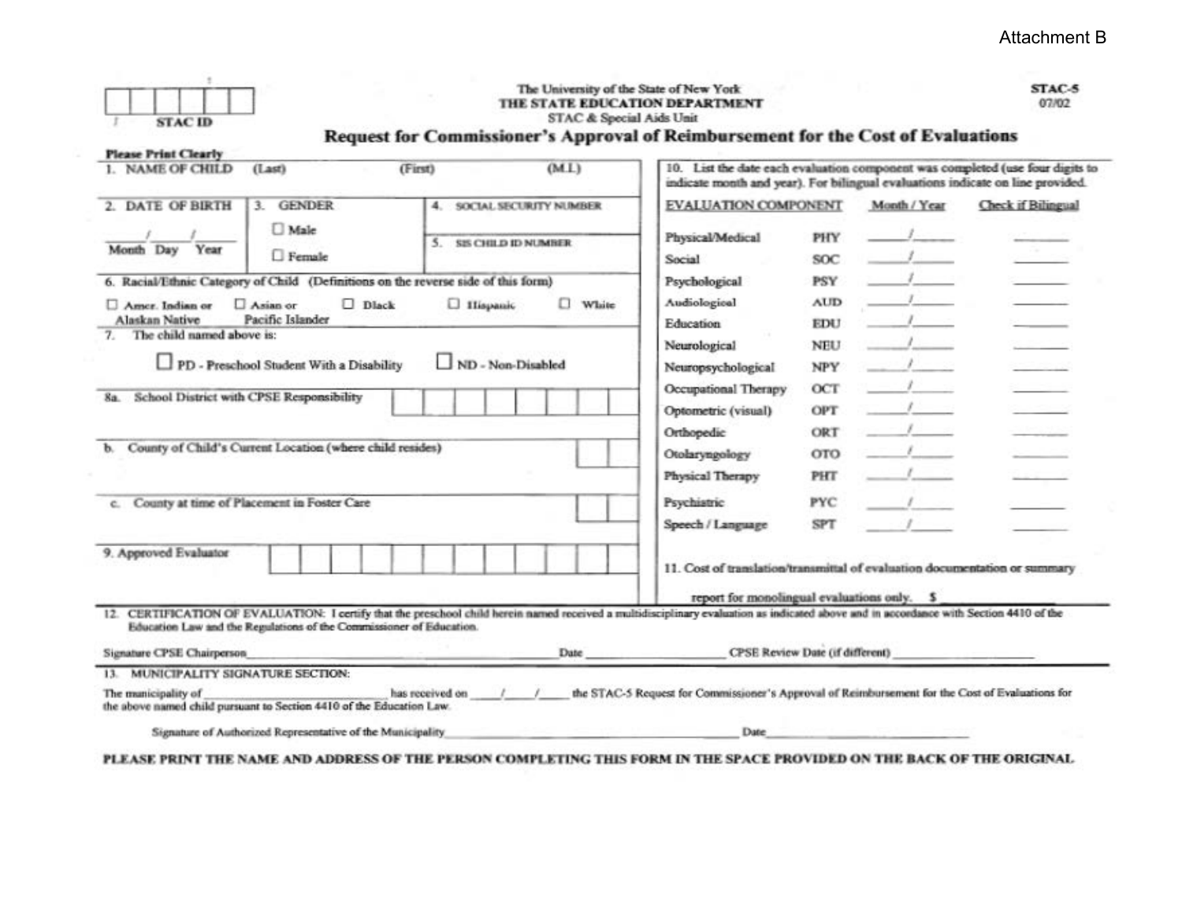Attachment B

STAC ID

The University of the State of New York
THE STATE EDUCATION DEPARTMENT
STAC & Special Aids Unit

STAC-5
07/02

# Request for Commissioner's Approval of Reimbursement for the Cost of Evaluations

**Please Print Clearly**

1. NAME OF CHILD (Last) (First) (M.I.)

2. DATE OF BIRTH ____/____/____ Month Day Year

3. GENDER ☐ Male ☐ Female

4. SOCIAL SECURITY NUMBER

5. SIS CHILD ID NUMBER

6. Racial/Ethnic Category of Child (Definitions on the reverse side of this form)

☐ Amer. Indian or Alaskan Native ☐ Asian or Pacific Islander ☐ Black ☐ Hispanic ☐ White

7. The child named above is:

☐ PD - Preschool Student With a Disability ☐ ND - Non-Disabled

8a. School District with CPSE Responsibility

b. County of Child's Current Location (where child resides)

c. County at time of Placement in Foster Care

9. Approved Evaluator

10. List the date each evaluation component was completed (use four digits to indicate month and year). For bilingual evaluations indicate on line provided.

| EVALUATION COMPONENT | | Month / Year | Check if Bilingual |
|---|---|---|---|
| Physical/Medical | PHY | ____/____ | ______ |
| Social | SOC | ____/____ | ______ |
| Psychological | PSY | ____/____ | ______ |
| Audiological | AUD | ____/____ | ______ |
| Education | EDU | ____/____ | ______ |
| Neurological | NEU | ____/____ | ______ |
| Neuropsychological | NPY | ____/____ | ______ |
| Occupational Therapy | OCT | ____/____ | ______ |
| Optometric (visual) | OPT | ____/____ | ______ |
| Orthopedic | ORT | ____/____ | ______ |
| Otolaryngology | OTO | ____/____ | ______ |
| Physical Therapy | PHT | ____/____ | ______ |
| Psychiatric | PYC | ____/____ | ______ |
| Speech / Language | SPT | ____/____ | ______ |

11. Cost of translation/transmittal of evaluation documentation or summary report for monolingual evaluations only. $ ________

12. CERTIFICATION OF EVALUATION: I certify that the preschool child herein named received a multidisciplinary evaluation as indicated above and in accordance with Section 4410 of the Education Law and the Regulations of the Commissioner of Education.

Signature CPSE Chairperson________________________ Date ____________ CPSE Review Date (if different) ____________

13. MUNICIPALITY SIGNATURE SECTION:

The municipality of ________________________ has received on ____/____/____ the STAC-5 Request for Commissioner's Approval of Reimbursement for the Cost of Evaluations for the above named child pursuant to Section 4410 of the Education Law.

Signature of Authorized Representative of the Municipality________________________ Date____________

**PLEASE PRINT THE NAME AND ADDRESS OF THE PERSON COMPLETING THIS FORM IN THE SPACE PROVIDED ON THE BACK OF THE ORIGINAL**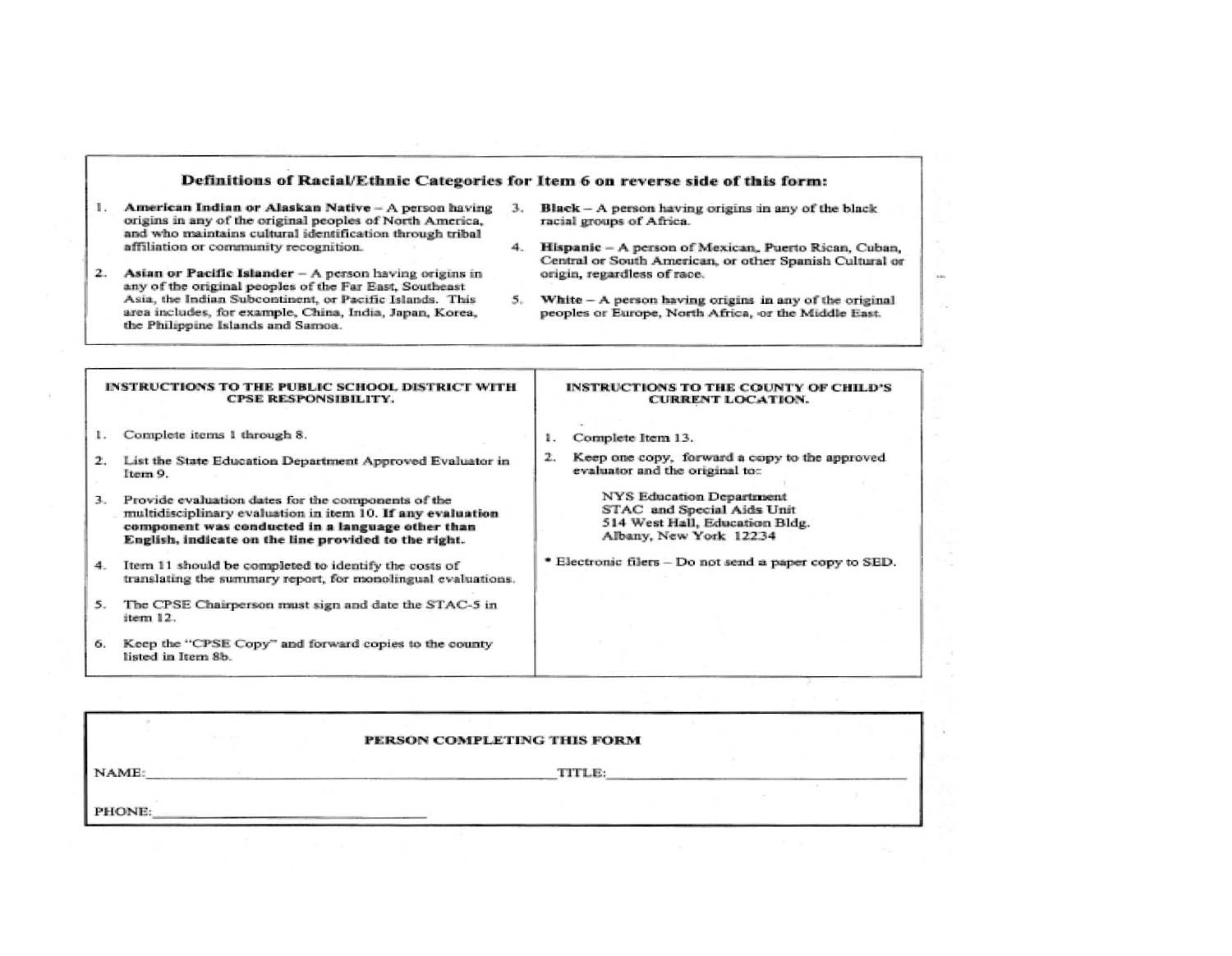## Definitions of Racial/Ethnic Categories for Item 6 on reverse side of this form:

1. **American Indian or Alaskan Native** – A person having origins in any of the original peoples of North America, and who maintains cultural identification through tribal affiliation or community recognition.
2. **Asian or Pacific Islander** – A person having origins in any of the original peoples of the Far East, Southeast Asia, the Indian Subcontinent, or Pacific Islands. This area includes, for example, China, India, Japan, Korea, the Philippine Islands and Samoa.
3. **Black** – A person having origins in any of the black racial groups of Africa.
4. **Hispanic** – A person of Mexican, Puerto Rican, Cuban, Central or South American, or other Spanish Cultural or origin, regardless of race.
5. **White** – A person having origins in any of the original peoples or Europe, North Africa, or the Middle East.

### INSTRUCTIONS TO THE PUBLIC SCHOOL DISTRICT WITH CPSE RESPONSIBILITY.

1. Complete items 1 through 8.
2. List the State Education Department Approved Evaluator in Item 9.
3. Provide evaluation dates for the components of the multidisciplinary evaluation in item 10. **If any evaluation component was conducted in a language other than English, indicate on the line provided to the right.**
4. Item 11 should be completed to identify the costs of translating the summary report, for monolingual evaluations.
5. The CPSE Chairperson must sign and date the STAC-5 in item 12.
6. Keep the "CPSE Copy" and forward copies to the county listed in Item 8b.

### INSTRUCTIONS TO THE COUNTY OF CHILD'S CURRENT LOCATION.

1. Complete Item 13.
2. Keep one copy, forward a copy to the approved evaluator and the original to:

   NYS Education Department
   STAC and Special Aids Unit
   514 West Hall, Education Bldg.
   Albany, New York 12234

* Electronic filers – Do not send a paper copy to SED.

### PERSON COMPLETING THIS FORM

NAME:________________________________________ TITLE:______________________________

PHONE:______________________________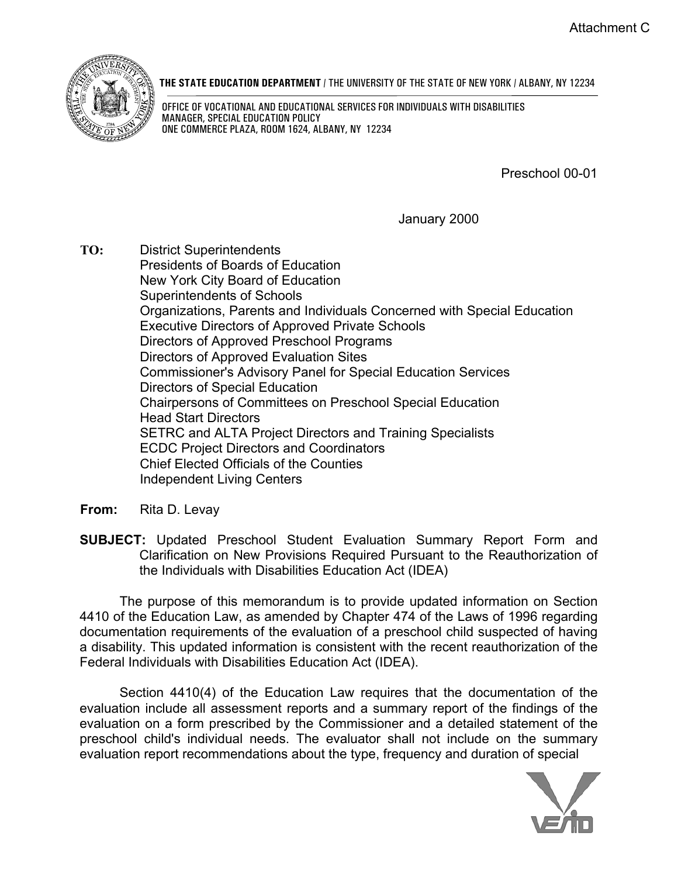Attachment C

**THE STATE EDUCATION DEPARTMENT** / THE UNIVERSITY OF THE STATE OF NEW YORK / ALBANY, NY 12234

OFFICE OF VOCATIONAL AND EDUCATIONAL SERVICES FOR INDIVIDUALS WITH DISABILITIES
MANAGER, SPECIAL EDUCATION POLICY
ONE COMMERCE PLAZA, ROOM 1624, ALBANY, NY 12234

Preschool 00-01

January 2000

**TO:** District Superintendents
Presidents of Boards of Education
New York City Board of Education
Superintendents of Schools
Organizations, Parents and Individuals Concerned with Special Education
Executive Directors of Approved Private Schools
Directors of Approved Preschool Programs
Directors of Approved Evaluation Sites
Commissioner's Advisory Panel for Special Education Services
Directors of Special Education
Chairpersons of Committees on Preschool Special Education
Head Start Directors
SETRC and ALTA Project Directors and Training Specialists
ECDC Project Directors and Coordinators
Chief Elected Officials of the Counties
Independent Living Centers

**From:** Rita D. Levay

**SUBJECT:** Updated Preschool Student Evaluation Summary Report Form and Clarification on New Provisions Required Pursuant to the Reauthorization of the Individuals with Disabilities Education Act (IDEA)

The purpose of this memorandum is to provide updated information on Section 4410 of the Education Law, as amended by Chapter 474 of the Laws of 1996 regarding documentation requirements of the evaluation of a preschool child suspected of having a disability. This updated information is consistent with the recent reauthorization of the Federal Individuals with Disabilities Education Act (IDEA).

Section 4410(4) of the Education Law requires that the documentation of the evaluation include all assessment reports and a summary report of the findings of the evaluation on a form prescribed by the Commissioner and a detailed statement of the preschool child's individual needs. The evaluator shall not include on the summary evaluation report recommendations about the type, frequency and duration of special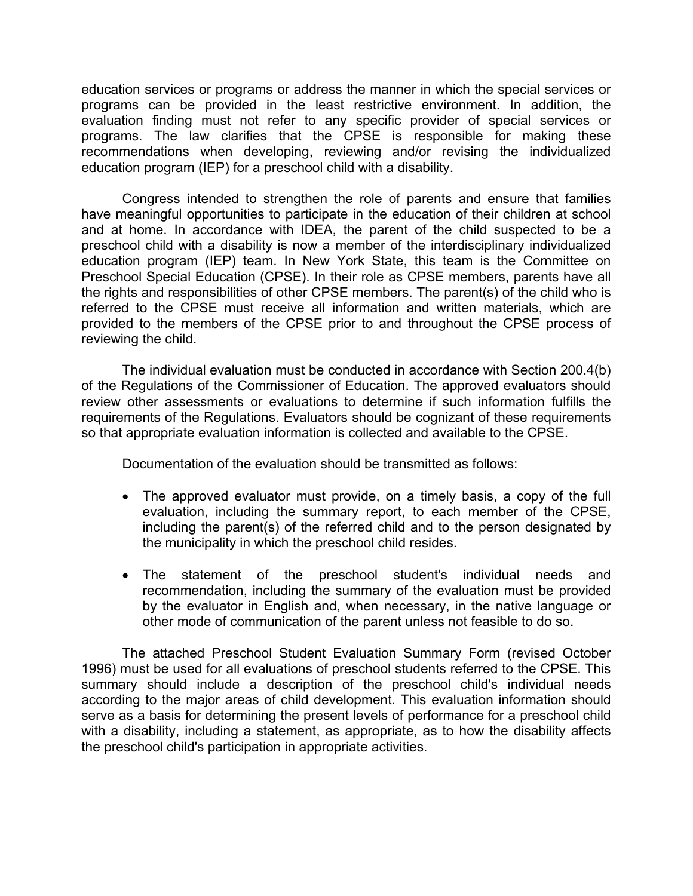education services or programs or address the manner in which the special services or programs can be provided in the least restrictive environment. In addition, the evaluation finding must not refer to any specific provider of special services or programs. The law clarifies that the CPSE is responsible for making these recommendations when developing, reviewing and/or revising the individualized education program (IEP) for a preschool child with a disability.

Congress intended to strengthen the role of parents and ensure that families have meaningful opportunities to participate in the education of their children at school and at home. In accordance with IDEA, the parent of the child suspected to be a preschool child with a disability is now a member of the interdisciplinary individualized education program (IEP) team. In New York State, this team is the Committee on Preschool Special Education (CPSE). In their role as CPSE members, parents have all the rights and responsibilities of other CPSE members. The parent(s) of the child who is referred to the CPSE must receive all information and written materials, which are provided to the members of the CPSE prior to and throughout the CPSE process of reviewing the child.

The individual evaluation must be conducted in accordance with Section 200.4(b) of the Regulations of the Commissioner of Education. The approved evaluators should review other assessments or evaluations to determine if such information fulfills the requirements of the Regulations. Evaluators should be cognizant of these requirements so that appropriate evaluation information is collected and available to the CPSE.

Documentation of the evaluation should be transmitted as follows:

- The approved evaluator must provide, on a timely basis, a copy of the full evaluation, including the summary report, to each member of the CPSE, including the parent(s) of the referred child and to the person designated by the municipality in which the preschool child resides.
- The statement of the preschool student's individual needs and recommendation, including the summary of the evaluation must be provided by the evaluator in English and, when necessary, in the native language or other mode of communication of the parent unless not feasible to do so.

The attached Preschool Student Evaluation Summary Form (revised October 1996) must be used for all evaluations of preschool students referred to the CPSE. This summary should include a description of the preschool child's individual needs according to the major areas of child development. This evaluation information should serve as a basis for determining the present levels of performance for a preschool child with a disability, including a statement, as appropriate, as to how the disability affects the preschool child's participation in appropriate activities.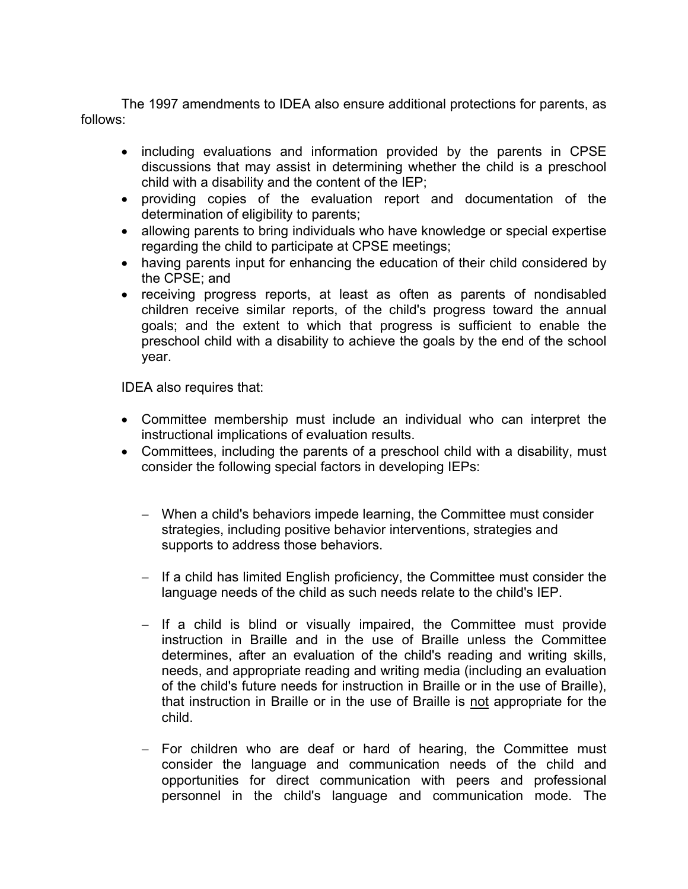The 1997 amendments to IDEA also ensure additional protections for parents, as follows:

- including evaluations and information provided by the parents in CPSE discussions that may assist in determining whether the child is a preschool child with a disability and the content of the IEP;
- providing copies of the evaluation report and documentation of the determination of eligibility to parents;
- allowing parents to bring individuals who have knowledge or special expertise regarding the child to participate at CPSE meetings;
- having parents input for enhancing the education of their child considered by the CPSE; and
- receiving progress reports, at least as often as parents of nondisabled children receive similar reports, of the child's progress toward the annual goals; and the extent to which that progress is sufficient to enable the preschool child with a disability to achieve the goals by the end of the school year.

IDEA also requires that:

- Committee membership must include an individual who can interpret the instructional implications of evaluation results.
- Committees, including the parents of a preschool child with a disability, must consider the following special factors in developing IEPs:

  - When a child's behaviors impede learning, the Committee must consider strategies, including positive behavior interventions, strategies and supports to address those behaviors.

  - If a child has limited English proficiency, the Committee must consider the language needs of the child as such needs relate to the child's IEP.

  - If a child is blind or visually impaired, the Committee must provide instruction in Braille and in the use of Braille unless the Committee determines, after an evaluation of the child's reading and writing skills, needs, and appropriate reading and writing media (including an evaluation of the child's future needs for instruction in Braille or in the use of Braille), that instruction in Braille or in the use of Braille is <u>not</u> appropriate for the child.

  - For children who are deaf or hard of hearing, the Committee must consider the language and communication needs of the child and opportunities for direct communication with peers and professional personnel in the child's language and communication mode. The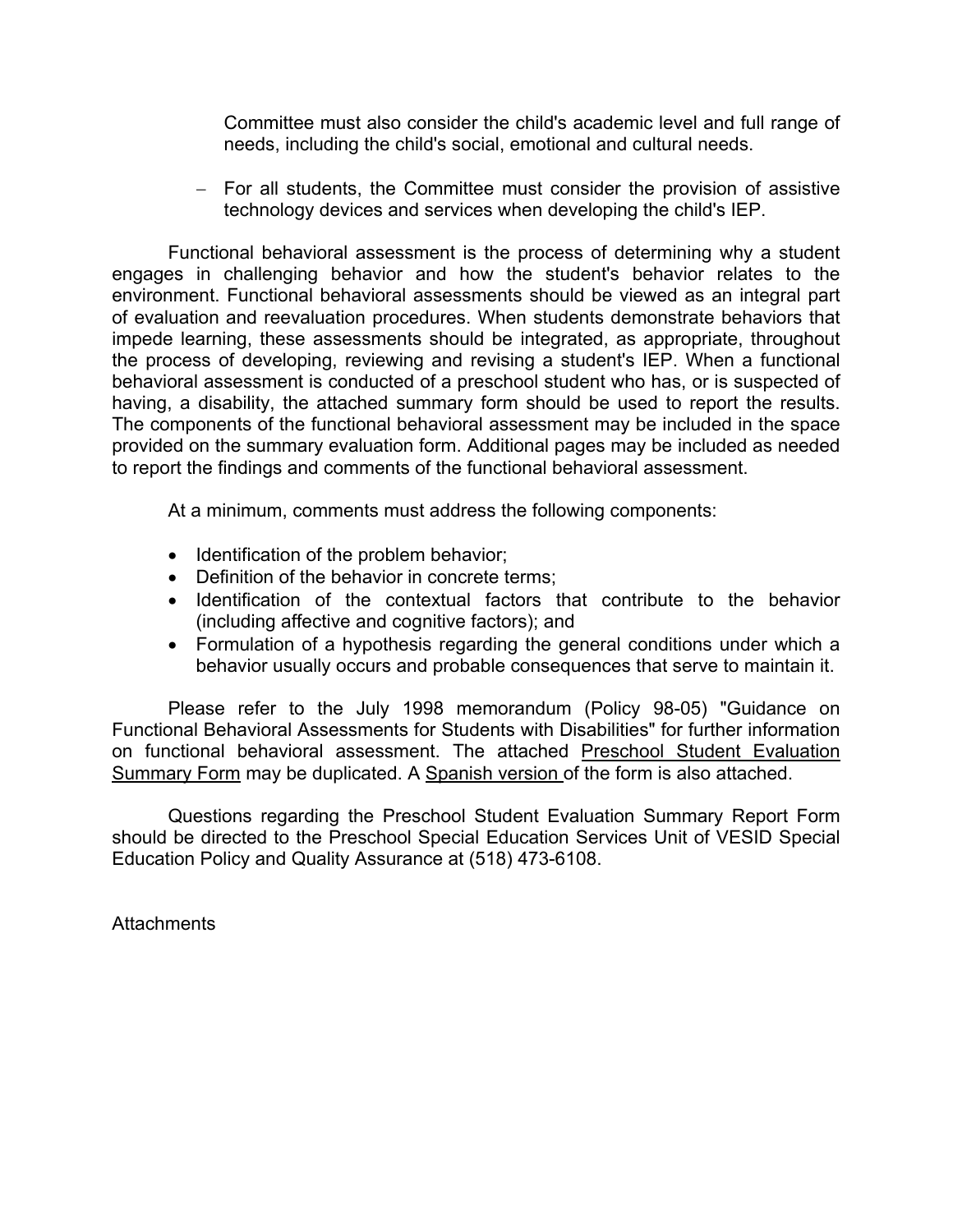Committee must also consider the child's academic level and full range of needs, including the child's social, emotional and cultural needs.

- For all students, the Committee must consider the provision of assistive technology devices and services when developing the child's IEP.

Functional behavioral assessment is the process of determining why a student engages in challenging behavior and how the student's behavior relates to the environment. Functional behavioral assessments should be viewed as an integral part of evaluation and reevaluation procedures. When students demonstrate behaviors that impede learning, these assessments should be integrated, as appropriate, throughout the process of developing, reviewing and revising a student's IEP. When a functional behavioral assessment is conducted of a preschool student who has, or is suspected of having, a disability, the attached summary form should be used to report the results. The components of the functional behavioral assessment may be included in the space provided on the summary evaluation form. Additional pages may be included as needed to report the findings and comments of the functional behavioral assessment.

At a minimum, comments must address the following components:

- Identification of the problem behavior;
- Definition of the behavior in concrete terms;
- Identification of the contextual factors that contribute to the behavior (including affective and cognitive factors); and
- Formulation of a hypothesis regarding the general conditions under which a behavior usually occurs and probable consequences that serve to maintain it.

Please refer to the July 1998 memorandum (Policy 98-05) "Guidance on Functional Behavioral Assessments for Students with Disabilities" for further information on functional behavioral assessment. The attached Preschool Student Evaluation Summary Form may be duplicated. A Spanish version of the form is also attached.

Questions regarding the Preschool Student Evaluation Summary Report Form should be directed to the Preschool Special Education Services Unit of VESID Special Education Policy and Quality Assurance at (518) 473-6108.

Attachments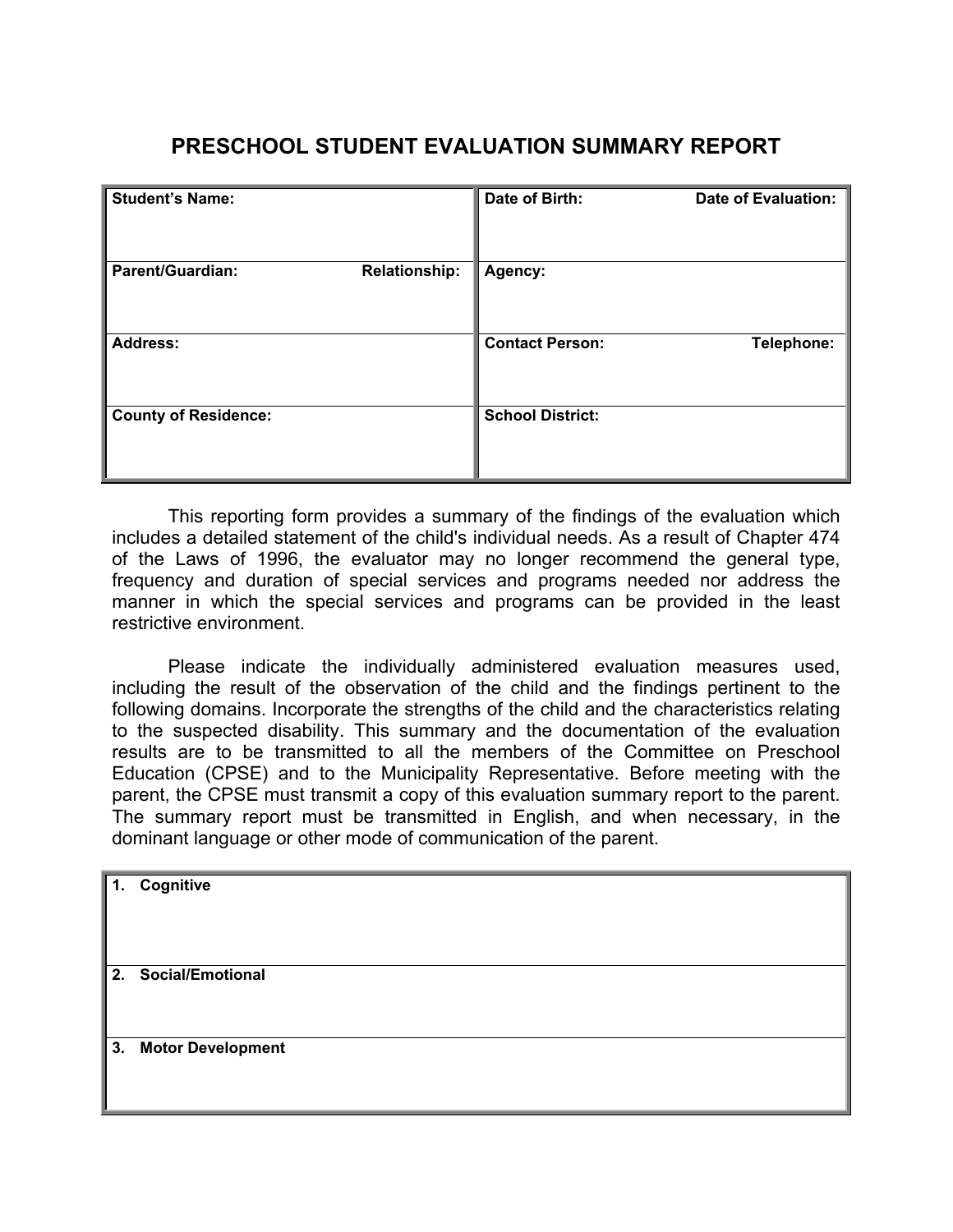# PRESCHOOL STUDENT EVALUATION SUMMARY REPORT

| | |
|---|---|
| **Student's Name:** | **Date of Birth:** **Date of Evaluation:** |
| **Parent/Guardian:** **Relationship:** | **Agency:** |
| **Address:** | **Contact Person:** **Telephone:** |
| **County of Residence:** | **School District:** |

This reporting form provides a summary of the findings of the evaluation which includes a detailed statement of the child's individual needs. As a result of Chapter 474 of the Laws of 1996, the evaluator may no longer recommend the general type, frequency and duration of special services and programs needed nor address the manner in which the special services and programs can be provided in the least restrictive environment.

Please indicate the individually administered evaluation measures used, including the result of the observation of the child and the findings pertinent to the following domains. Incorporate the strengths of the child and the characteristics relating to the suspected disability. This summary and the documentation of the evaluation results are to be transmitted to all the members of the Committee on Preschool Education (CPSE) and to the Municipality Representative. Before meeting with the parent, the CPSE must transmit a copy of this evaluation summary report to the parent. The summary report must be transmitted in English, and when necessary, in the dominant language or other mode of communication of the parent.

| |
|---|
| **1. Cognitive** |
| **2. Social/Emotional** |
| **3. Motor Development** |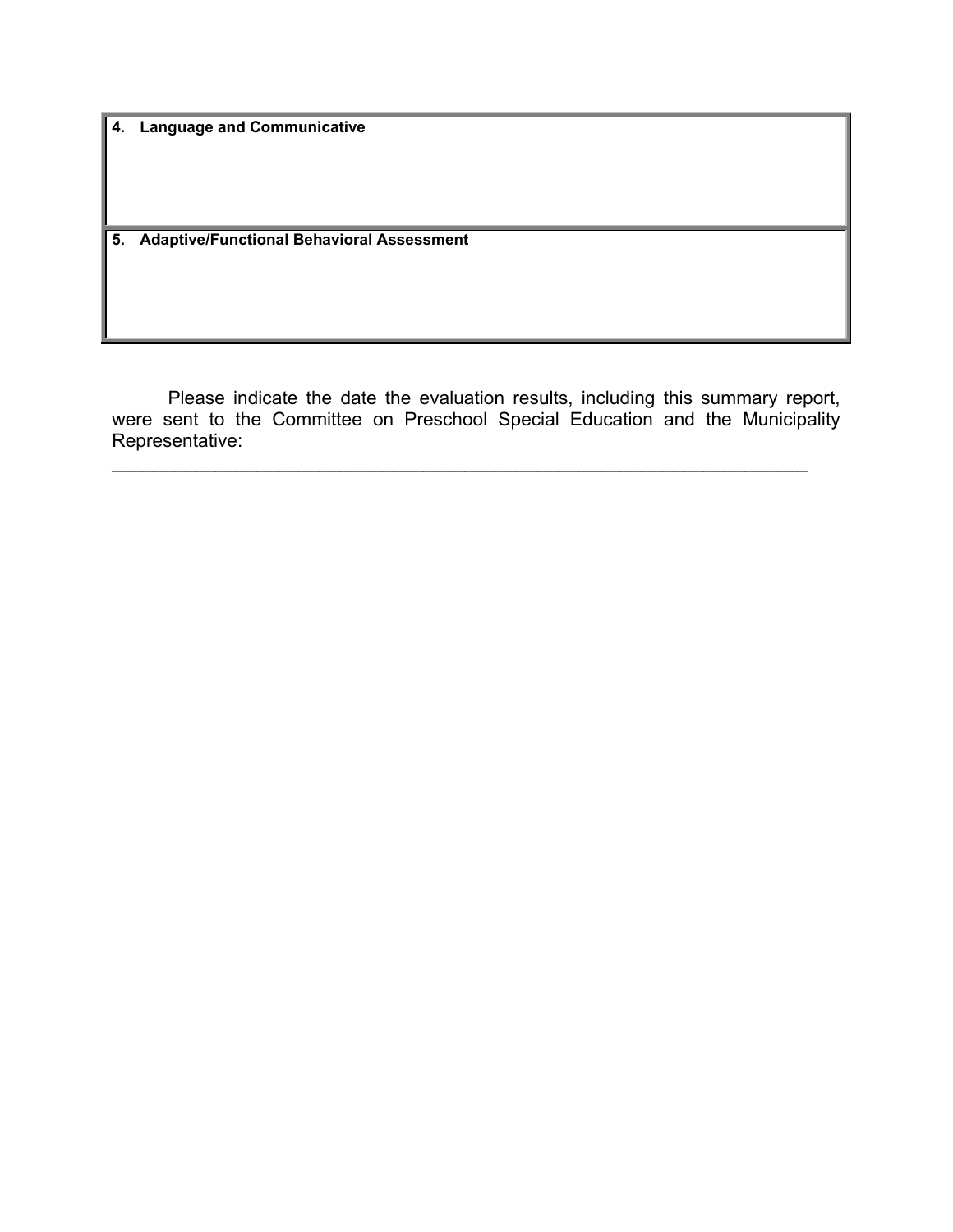| **4. Language and Communicative** |
|---|
| |
| **5. Adaptive/Functional Behavioral Assessment** |
| |

Please indicate the date the evaluation results, including this summary report, were sent to the Committee on Preschool Special Education and the Municipality Representative:

_____________________________________________________________________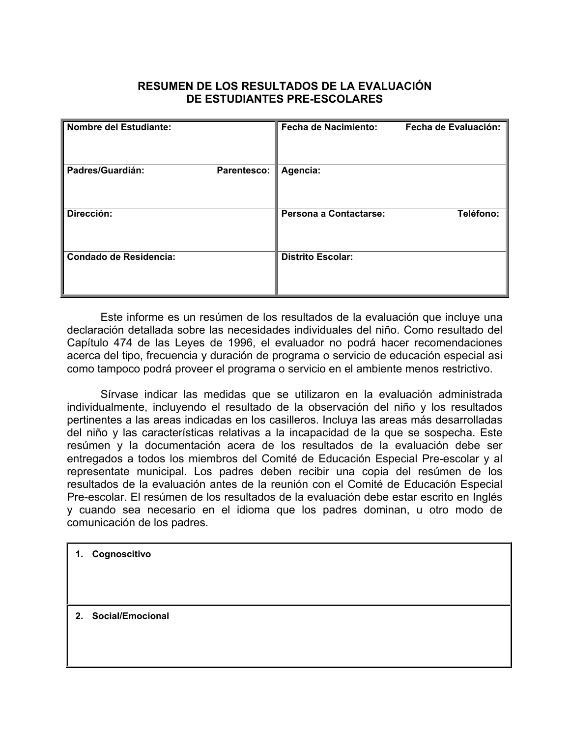# RESUMEN DE LOS RESULTADOS DE LA EVALUACIÓN DE ESTUDIANTES PRE-ESCOLARES

| Nombre del Estudiante: | Fecha de Nacimiento: Fecha de Evaluación: |
|---|---|
| Padres/Guardián: Parentesco: | Agencia: |
| Dirección: | Persona a Contactarse: Teléfono: |
| Condado de Residencia: | Distrito Escolar: |

Este informe es un resúmen de los resultados de la evaluación que incluye una declaración detallada sobre las necesidades individuales del niño. Como resultado del Capítulo 474 de las Leyes de 1996, el evaluador no podrá hacer recomendaciones acerca del tipo, frecuencia y duración de programa o servicio de educación especial asi como tampoco podrá proveer el programa o servicio en el ambiente menos restrictivo.

Sírvase indicar las medidas que se utilizaron en la evaluación administrada individualmente, incluyendo el resultado de la observación del niño y los resultados pertinentes a las areas indicadas en los casilleros. Incluya las areas más desarrolladas del niño y las características relativas a la incapacidad de la que se sospecha. Este resúmen y la documentación acera de los resultados de la evaluación debe ser entregados a todos los miembros del Comité de Educación Especial Pre-escolar y al representate municipal. Los padres deben recibir una copia del resúmen de los resultados de la evaluación antes de la reunión con el Comité de Educación Especial Pre-escolar. El resúmen de los resultados de la evaluación debe estar escrito en Inglés y cuando sea necesario en el idioma que los padres dominan, u otro modo de comunicación de los padres.

| 1. Cognoscitivo |
|---|
| 2. Social/Emocional |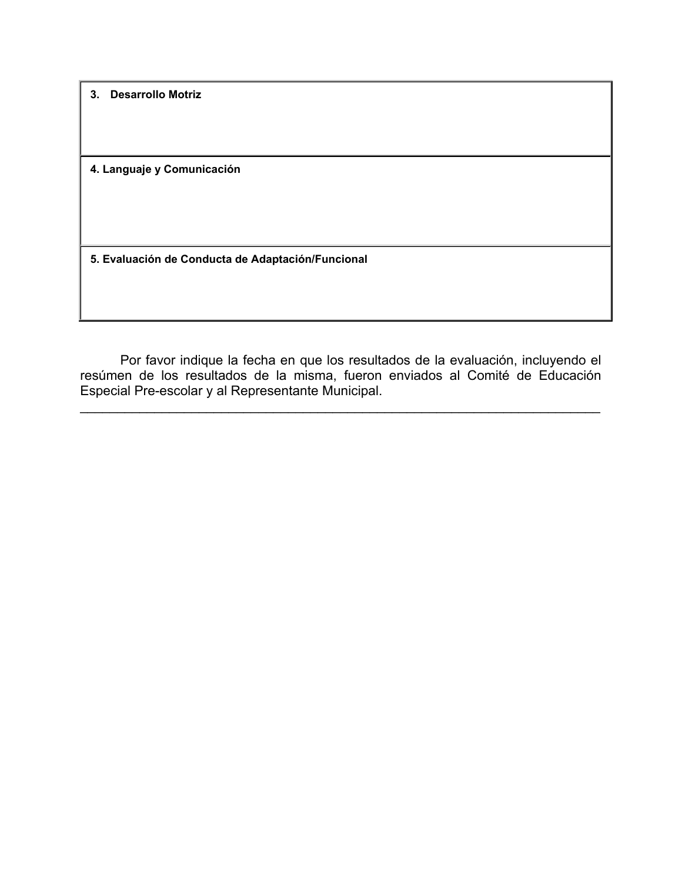| |
|---|
| **3. Desarrollo Motriz** |
| **4. Languaje y Comunicación** |
| **5. Evaluación de Conducta de Adaptación/Funcional** |

Por favor indique la fecha en que los resultados de la evaluación, incluyendo el resúmen de los resultados de la misma, fueron enviados al Comité de Educación Especial Pre-escolar y al Representante Municipal.

\_\_\_\_\_\_\_\_\_\_\_\_\_\_\_\_\_\_\_\_\_\_\_\_\_\_\_\_\_\_\_\_\_\_\_\_\_\_\_\_\_\_\_\_\_\_\_\_\_\_\_\_\_\_\_\_\_\_\_\_\_\_\_\_\_\_\_\_\_\_\_\_